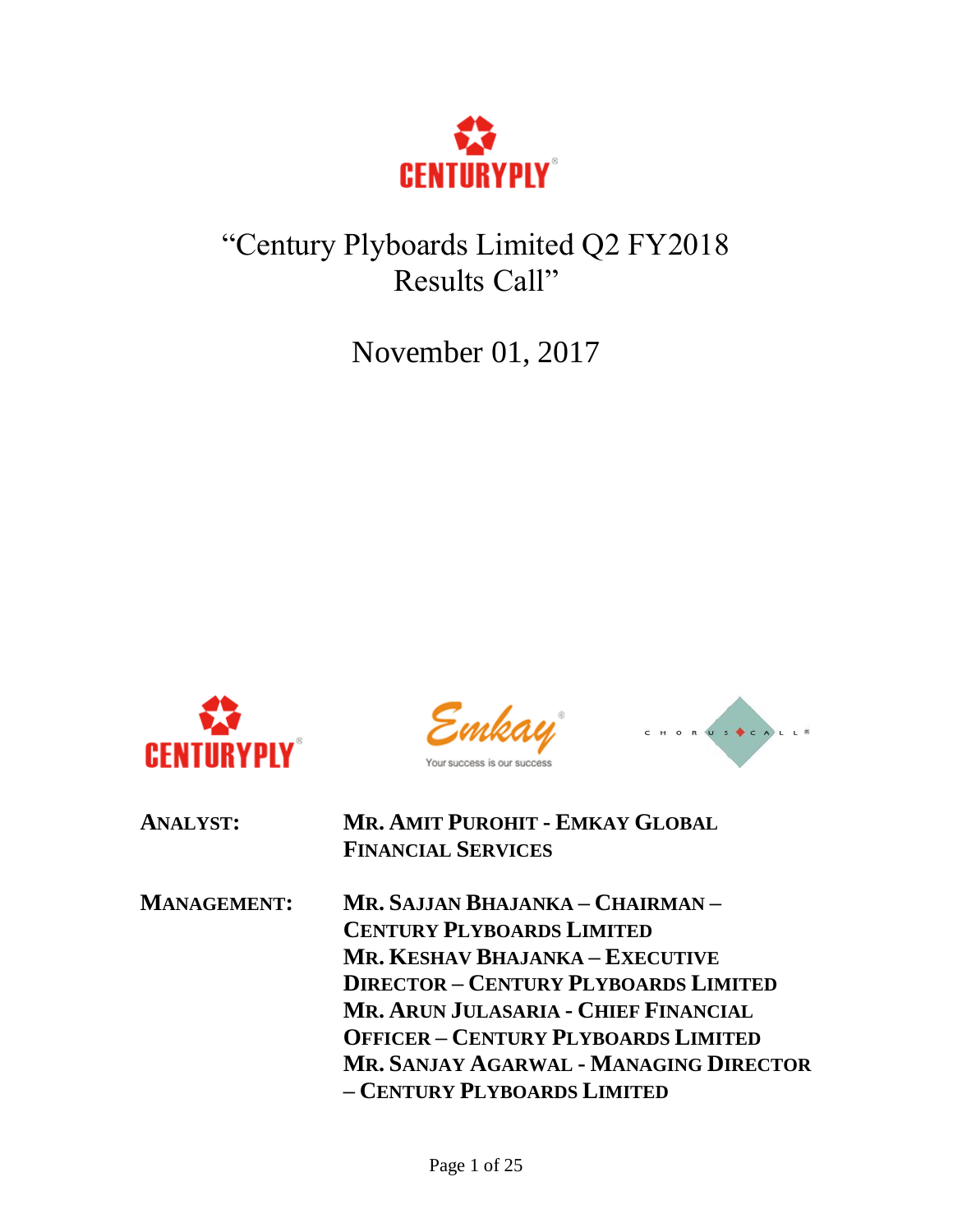# "Century Plyboards Limited Q2 FY2018 Results Call"

November 01, 2017

**ANALYST:** **MR. AMIT PUROHIT - EMKAY GLOBAL FINANCIAL SERVICES**

**MANAGEMENT:** **MR. SAJJAN BHAJANKA – CHAIRMAN – CENTURY PLYBOARDS LIMITED**
**MR. KESHAV BHAJANKA – EXECUTIVE DIRECTOR – CENTURY PLYBOARDS LIMITED**
**MR. ARUN JULASARIA - CHIEF FINANCIAL OFFICER – CENTURY PLYBOARDS LIMITED**
**MR. SANJAY AGARWAL - MANAGING DIRECTOR – CENTURY PLYBOARDS LIMITED**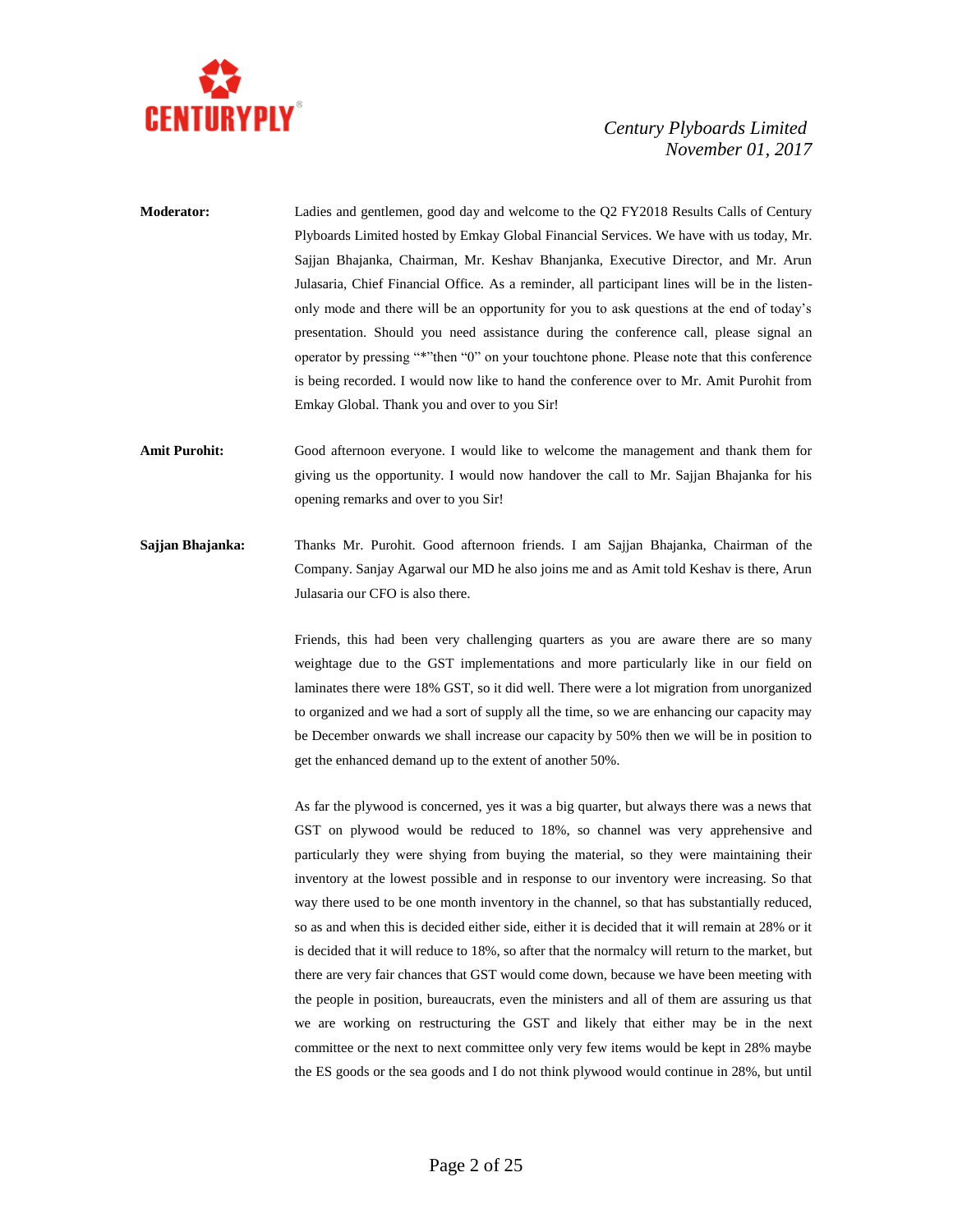**Moderator:** Ladies and gentlemen, good day and welcome to the Q2 FY2018 Results Calls of Century Plyboards Limited hosted by Emkay Global Financial Services. We have with us today, Mr. Sajjan Bhajanka, Chairman, Mr. Keshav Bhanjanka, Executive Director, and Mr. Arun Julasaria, Chief Financial Office. As a reminder, all participant lines will be in the listen-only mode and there will be an opportunity for you to ask questions at the end of today's presentation. Should you need assistance during the conference call, please signal an operator by pressing "*"then "0" on your touchtone phone. Please note that this conference is being recorded. I would now like to hand the conference over to Mr. Amit Purohit from Emkay Global. Thank you and over to you Sir!

**Amit Purohit:** Good afternoon everyone. I would like to welcome the management and thank them for giving us the opportunity. I would now handover the call to Mr. Sajjan Bhajanka for his opening remarks and over to you Sir!

**Sajjan Bhajanka:** Thanks Mr. Purohit. Good afternoon friends. I am Sajjan Bhajanka, Chairman of the Company. Sanjay Agarwal our MD he also joins me and as Amit told Keshav is there, Arun Julasaria our CFO is also there.

Friends, this had been very challenging quarters as you are aware there are so many weightage due to the GST implementations and more particularly like in our field on laminates there were 18% GST, so it did well. There were a lot migration from unorganized to organized and we had a sort of supply all the time, so we are enhancing our capacity may be December onwards we shall increase our capacity by 50% then we will be in position to get the enhanced demand up to the extent of another 50%.

As far the plywood is concerned, yes it was a big quarter, but always there was a news that GST on plywood would be reduced to 18%, so channel was very apprehensive and particularly they were shying from buying the material, so they were maintaining their inventory at the lowest possible and in response to our inventory were increasing. So that way there used to be one month inventory in the channel, so that has substantially reduced, so as and when this is decided either side, either it is decided that it will remain at 28% or it is decided that it will reduce to 18%, so after that the normalcy will return to the market, but there are very fair chances that GST would come down, because we have been meeting with the people in position, bureaucrats, even the ministers and all of them are assuring us that we are working on restructuring the GST and likely that either may be in the next committee or the next to next committee only very few items would be kept in 28% maybe the ES goods or the sea goods and I do not think plywood would continue in 28%, but until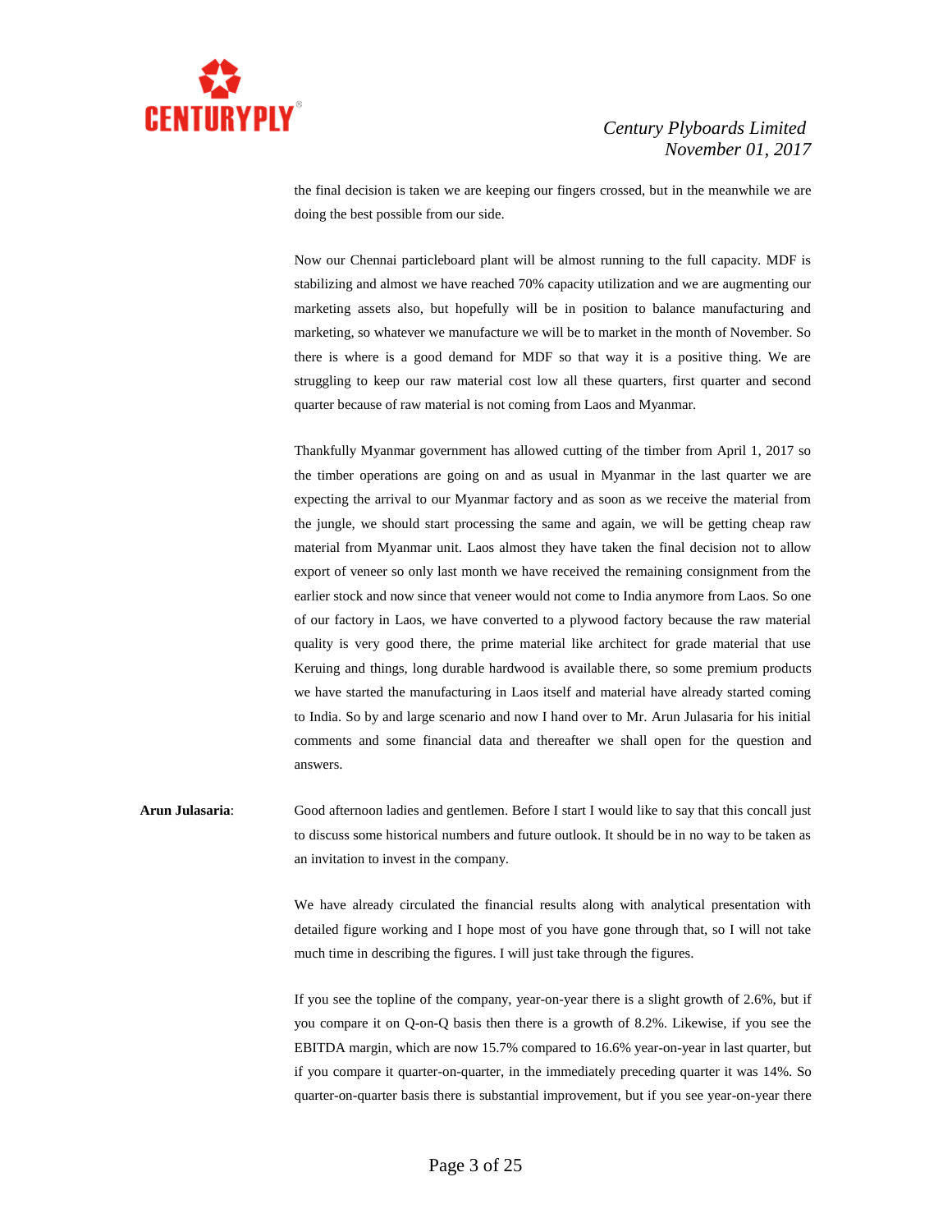the final decision is taken we are keeping our fingers crossed, but in the meanwhile we are doing the best possible from our side.

Now our Chennai particleboard plant will be almost running to the full capacity. MDF is stabilizing and almost we have reached 70% capacity utilization and we are augmenting our marketing assets also, but hopefully will be in position to balance manufacturing and marketing, so whatever we manufacture we will be to market in the month of November. So there is where is a good demand for MDF so that way it is a positive thing. We are struggling to keep our raw material cost low all these quarters, first quarter and second quarter because of raw material is not coming from Laos and Myanmar.

Thankfully Myanmar government has allowed cutting of the timber from April 1, 2017 so the timber operations are going on and as usual in Myanmar in the last quarter we are expecting the arrival to our Myanmar factory and as soon as we receive the material from the jungle, we should start processing the same and again, we will be getting cheap raw material from Myanmar unit. Laos almost they have taken the final decision not to allow export of veneer so only last month we have received the remaining consignment from the earlier stock and now since that veneer would not come to India anymore from Laos. So one of our factory in Laos, we have converted to a plywood factory because the raw material quality is very good there, the prime material like architect for grade material that use Keruing and things, long durable hardwood is available there, so some premium products we have started the manufacturing in Laos itself and material have already started coming to India. So by and large scenario and now I hand over to Mr. Arun Julasaria for his initial comments and some financial data and thereafter we shall open for the question and answers.

**Arun Julasaria**: Good afternoon ladies and gentlemen. Before I start I would like to say that this concall just to discuss some historical numbers and future outlook. It should be in no way to be taken as an invitation to invest in the company.

We have already circulated the financial results along with analytical presentation with detailed figure working and I hope most of you have gone through that, so I will not take much time in describing the figures. I will just take through the figures.

If you see the topline of the company, year-on-year there is a slight growth of 2.6%, but if you compare it on Q-on-Q basis then there is a growth of 8.2%. Likewise, if you see the EBITDA margin, which are now 15.7% compared to 16.6% year-on-year in last quarter, but if you compare it quarter-on-quarter, in the immediately preceding quarter it was 14%. So quarter-on-quarter basis there is substantial improvement, but if you see year-on-year there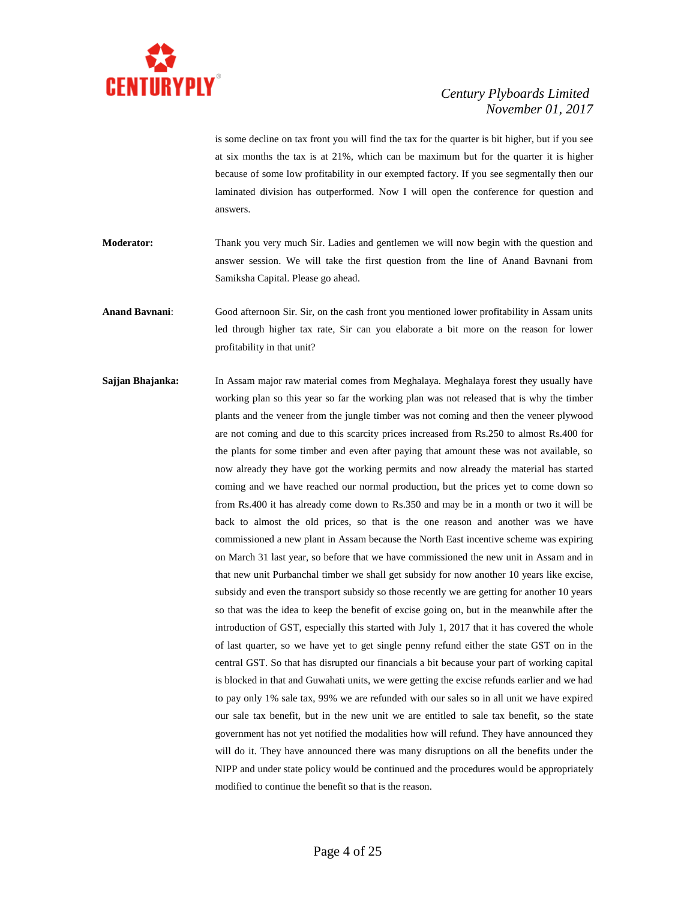is some decline on tax front you will find the tax for the quarter is bit higher, but if you see at six months the tax is at 21%, which can be maximum but for the quarter it is higher because of some low profitability in our exempted factory. If you see segmentally then our laminated division has outperformed. Now I will open the conference for question and answers.

**Moderator:** Thank you very much Sir. Ladies and gentlemen we will now begin with the question and answer session. We will take the first question from the line of Anand Bavnani from Samiksha Capital. Please go ahead.

**Anand Bavnani**: Good afternoon Sir. Sir, on the cash front you mentioned lower profitability in Assam units led through higher tax rate, Sir can you elaborate a bit more on the reason for lower profitability in that unit?

**Sajjan Bhajanka:** In Assam major raw material comes from Meghalaya. Meghalaya forest they usually have working plan so this year so far the working plan was not released that is why the timber plants and the veneer from the jungle timber was not coming and then the veneer plywood are not coming and due to this scarcity prices increased from Rs.250 to almost Rs.400 for the plants for some timber and even after paying that amount these was not available, so now already they have got the working permits and now already the material has started coming and we have reached our normal production, but the prices yet to come down so from Rs.400 it has already come down to Rs.350 and may be in a month or two it will be back to almost the old prices, so that is the one reason and another was we have commissioned a new plant in Assam because the North East incentive scheme was expiring on March 31 last year, so before that we have commissioned the new unit in Assam and in that new unit Purbanchal timber we shall get subsidy for now another 10 years like excise, subsidy and even the transport subsidy so those recently we are getting for another 10 years so that was the idea to keep the benefit of excise going on, but in the meanwhile after the introduction of GST, especially this started with July 1, 2017 that it has covered the whole of last quarter, so we have yet to get single penny refund either the state GST on in the central GST. So that has disrupted our financials a bit because your part of working capital is blocked in that and Guwahati units, we were getting the excise refunds earlier and we had to pay only 1% sale tax, 99% we are refunded with our sales so in all unit we have expired our sale tax benefit, but in the new unit we are entitled to sale tax benefit, so the state government has not yet notified the modalities how will refund. They have announced they will do it. They have announced there was many disruptions on all the benefits under the NIPP and under state policy would be continued and the procedures would be appropriately modified to continue the benefit so that is the reason.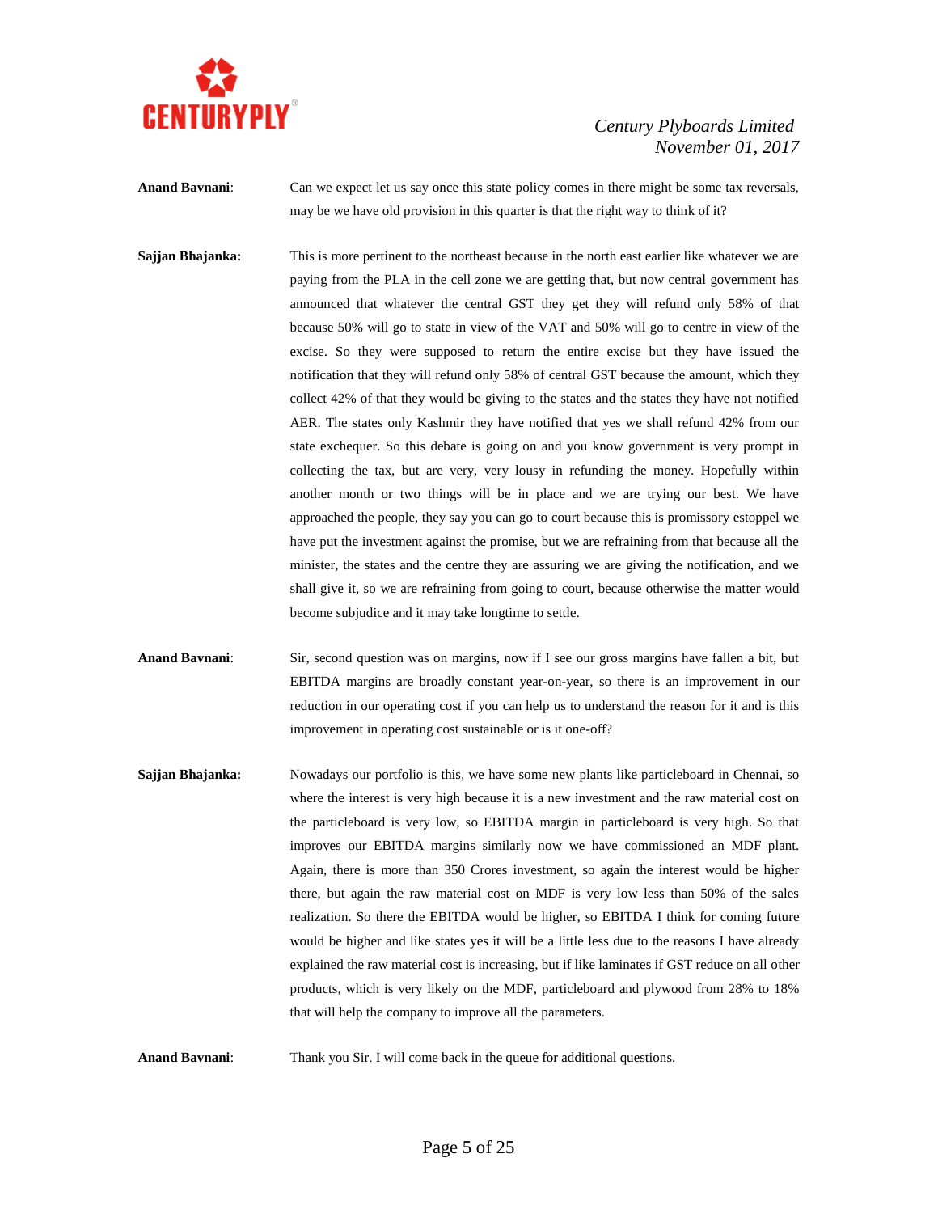**Anand Bavnani**: Can we expect let us say once this state policy comes in there might be some tax reversals, may be we have old provision in this quarter is that the right way to think of it?

**Sajjan Bhajanka:** This is more pertinent to the northeast because in the north east earlier like whatever we are paying from the PLA in the cell zone we are getting that, but now central government has announced that whatever the central GST they get they will refund only 58% of that because 50% will go to state in view of the VAT and 50% will go to centre in view of the excise. So they were supposed to return the entire excise but they have issued the notification that they will refund only 58% of central GST because the amount, which they collect 42% of that they would be giving to the states and the states they have not notified AER. The states only Kashmir they have notified that yes we shall refund 42% from our state exchequer. So this debate is going on and you know government is very prompt in collecting the tax, but are very, very lousy in refunding the money. Hopefully within another month or two things will be in place and we are trying our best. We have approached the people, they say you can go to court because this is promissory estoppel we have put the investment against the promise, but we are refraining from that because all the minister, the states and the centre they are assuring we are giving the notification, and we shall give it, so we are refraining from going to court, because otherwise the matter would become subjudice and it may take longtime to settle.

**Anand Bavnani**: Sir, second question was on margins, now if I see our gross margins have fallen a bit, but EBITDA margins are broadly constant year-on-year, so there is an improvement in our reduction in our operating cost if you can help us to understand the reason for it and is this improvement in operating cost sustainable or is it one-off?

**Sajjan Bhajanka:** Nowadays our portfolio is this, we have some new plants like particleboard in Chennai, so where the interest is very high because it is a new investment and the raw material cost on the particleboard is very low, so EBITDA margin in particleboard is very high. So that improves our EBITDA margins similarly now we have commissioned an MDF plant. Again, there is more than 350 Crores investment, so again the interest would be higher there, but again the raw material cost on MDF is very low less than 50% of the sales realization. So there the EBITDA would be higher, so EBITDA I think for coming future would be higher and like states yes it will be a little less due to the reasons I have already explained the raw material cost is increasing, but if like laminates if GST reduce on all other products, which is very likely on the MDF, particleboard and plywood from 28% to 18% that will help the company to improve all the parameters.

**Anand Bavnani**: Thank you Sir. I will come back in the queue for additional questions.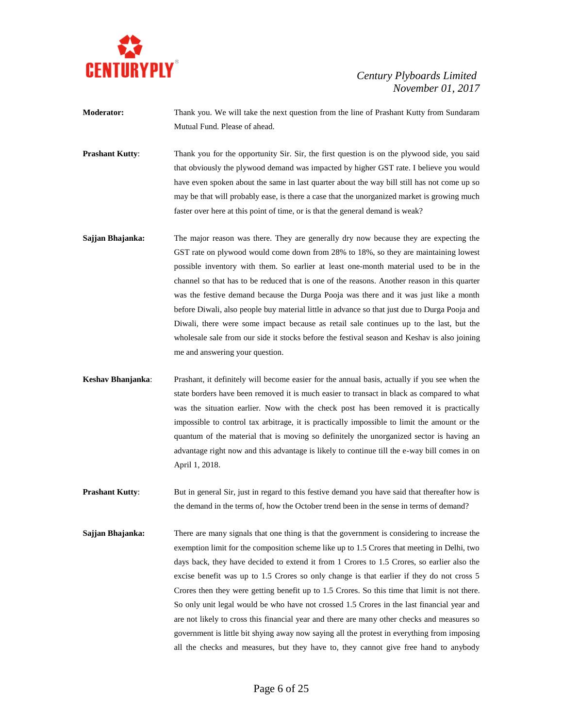**Moderator:** Thank you. We will take the next question from the line of Prashant Kutty from Sundaram Mutual Fund. Please of ahead.

**Prashant Kutty**: Thank you for the opportunity Sir. Sir, the first question is on the plywood side, you said that obviously the plywood demand was impacted by higher GST rate. I believe you would have even spoken about the same in last quarter about the way bill still has not come up so may be that will probably ease, is there a case that the unorganized market is growing much faster over here at this point of time, or is that the general demand is weak?

**Sajjan Bhajanka:** The major reason was there. They are generally dry now because they are expecting the GST rate on plywood would come down from 28% to 18%, so they are maintaining lowest possible inventory with them. So earlier at least one-month material used to be in the channel so that has to be reduced that is one of the reasons. Another reason in this quarter was the festive demand because the Durga Pooja was there and it was just like a month before Diwali, also people buy material little in advance so that just due to Durga Pooja and Diwali, there were some impact because as retail sale continues up to the last, but the wholesale sale from our side it stocks before the festival season and Keshav is also joining me and answering your question.

**Keshav Bhanjanka**: Prashant, it definitely will become easier for the annual basis, actually if you see when the state borders have been removed it is much easier to transact in black as compared to what was the situation earlier. Now with the check post has been removed it is practically impossible to control tax arbitrage, it is practically impossible to limit the amount or the quantum of the material that is moving so definitely the unorganized sector is having an advantage right now and this advantage is likely to continue till the e-way bill comes in on April 1, 2018.

**Prashant Kutty**: But in general Sir, just in regard to this festive demand you have said that thereafter how is the demand in the terms of, how the October trend been in the sense in terms of demand?

**Sajjan Bhajanka:** There are many signals that one thing is that the government is considering to increase the exemption limit for the composition scheme like up to 1.5 Crores that meeting in Delhi, two days back, they have decided to extend it from 1 Crores to 1.5 Crores, so earlier also the excise benefit was up to 1.5 Crores so only change is that earlier if they do not cross 5 Crores then they were getting benefit up to 1.5 Crores. So this time that limit is not there. So only unit legal would be who have not crossed 1.5 Crores in the last financial year and are not likely to cross this financial year and there are many other checks and measures so government is little bit shying away now saying all the protest in everything from imposing all the checks and measures, but they have to, they cannot give free hand to anybody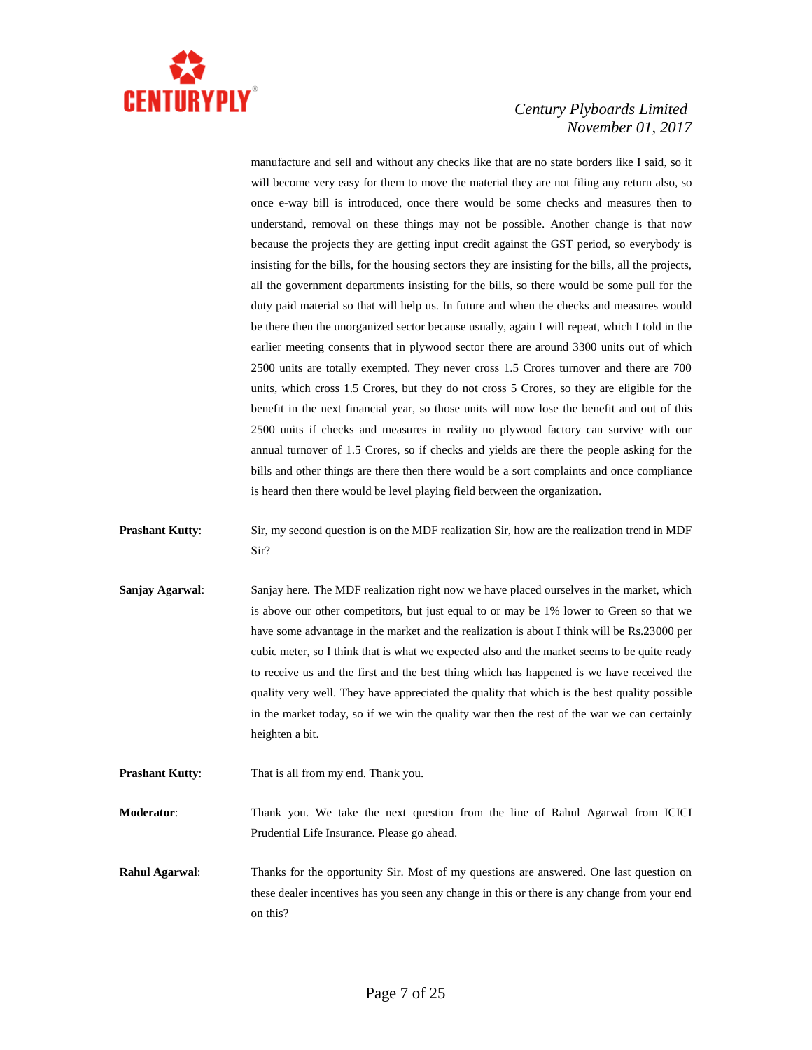manufacture and sell and without any checks like that are no state borders like I said, so it will become very easy for them to move the material they are not filing any return also, so once e-way bill is introduced, once there would be some checks and measures then to understand, removal on these things may not be possible. Another change is that now because the projects they are getting input credit against the GST period, so everybody is insisting for the bills, for the housing sectors they are insisting for the bills, all the projects, all the government departments insisting for the bills, so there would be some pull for the duty paid material so that will help us. In future and when the checks and measures would be there then the unorganized sector because usually, again I will repeat, which I told in the earlier meeting consents that in plywood sector there are around 3300 units out of which 2500 units are totally exempted. They never cross 1.5 Crores turnover and there are 700 units, which cross 1.5 Crores, but they do not cross 5 Crores, so they are eligible for the benefit in the next financial year, so those units will now lose the benefit and out of this 2500 units if checks and measures in reality no plywood factory can survive with our annual turnover of 1.5 Crores, so if checks and yields are there the people asking for the bills and other things are there then there would be a sort complaints and once compliance is heard then there would be level playing field between the organization.

**Prashant Kutty**: Sir, my second question is on the MDF realization Sir, how are the realization trend in MDF Sir?

**Sanjay Agarwal**: Sanjay here. The MDF realization right now we have placed ourselves in the market, which is above our other competitors, but just equal to or may be 1% lower to Green so that we have some advantage in the market and the realization is about I think will be Rs.23000 per cubic meter, so I think that is what we expected also and the market seems to be quite ready to receive us and the first and the best thing which has happened is we have received the quality very well. They have appreciated the quality that which is the best quality possible in the market today, so if we win the quality war then the rest of the war we can certainly heighten a bit.

**Prashant Kutty**: That is all from my end. Thank you.

**Moderator**: Thank you. We take the next question from the line of Rahul Agarwal from ICICI Prudential Life Insurance. Please go ahead.

**Rahul Agarwal**: Thanks for the opportunity Sir. Most of my questions are answered. One last question on these dealer incentives has you seen any change in this or there is any change from your end on this?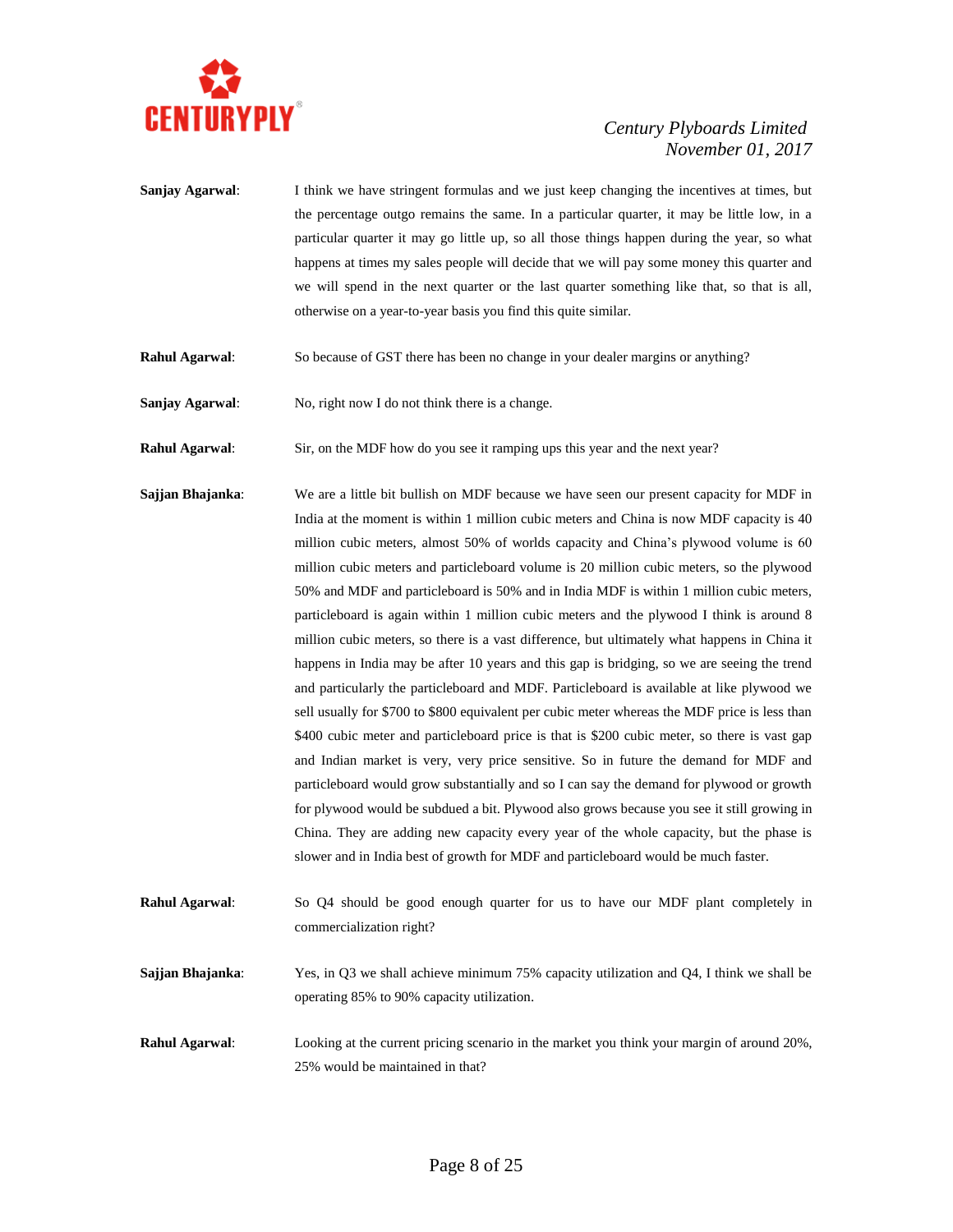**Sanjay Agarwal**: I think we have stringent formulas and we just keep changing the incentives at times, but the percentage outgo remains the same. In a particular quarter, it may be little low, in a particular quarter it may go little up, so all those things happen during the year, so what happens at times my sales people will decide that we will pay some money this quarter and we will spend in the next quarter or the last quarter something like that, so that is all, otherwise on a year-to-year basis you find this quite similar.

**Rahul Agarwal**: So because of GST there has been no change in your dealer margins or anything?

**Sanjay Agarwal**: No, right now I do not think there is a change.

**Rahul Agarwal**: Sir, on the MDF how do you see it ramping ups this year and the next year?

**Sajjan Bhajanka**: We are a little bit bullish on MDF because we have seen our present capacity for MDF in India at the moment is within 1 million cubic meters and China is now MDF capacity is 40 million cubic meters, almost 50% of worlds capacity and China's plywood volume is 60 million cubic meters and particleboard volume is 20 million cubic meters, so the plywood 50% and MDF and particleboard is 50% and in India MDF is within 1 million cubic meters, particleboard is again within 1 million cubic meters and the plywood I think is around 8 million cubic meters, so there is a vast difference, but ultimately what happens in China it happens in India may be after 10 years and this gap is bridging, so we are seeing the trend and particularly the particleboard and MDF. Particleboard is available at like plywood we sell usually for $700 to $800 equivalent per cubic meter whereas the MDF price is less than $400 cubic meter and particleboard price is that is $200 cubic meter, so there is vast gap and Indian market is very, very price sensitive. So in future the demand for MDF and particleboard would grow substantially and so I can say the demand for plywood or growth for plywood would be subdued a bit. Plywood also grows because you see it still growing in China. They are adding new capacity every year of the whole capacity, but the phase is slower and in India best of growth for MDF and particleboard would be much faster.

**Rahul Agarwal**: So Q4 should be good enough quarter for us to have our MDF plant completely in commercialization right?

**Sajjan Bhajanka**: Yes, in Q3 we shall achieve minimum 75% capacity utilization and Q4, I think we shall be operating 85% to 90% capacity utilization.

**Rahul Agarwal**: Looking at the current pricing scenario in the market you think your margin of around 20%, 25% would be maintained in that?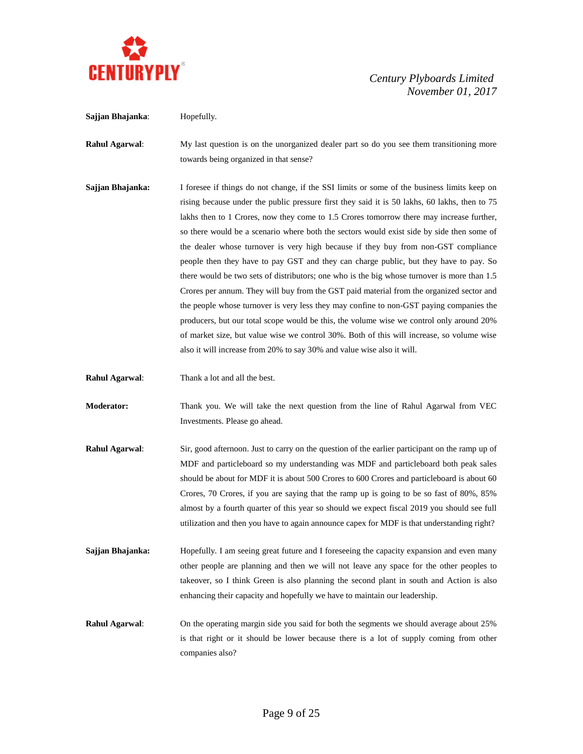**Sajjan Bhajanka**: Hopefully.

**Rahul Agarwal**: My last question is on the unorganized dealer part so do you see them transitioning more towards being organized in that sense?

**Sajjan Bhajanka:** I foresee if things do not change, if the SSI limits or some of the business limits keep on rising because under the public pressure first they said it is 50 lakhs, 60 lakhs, then to 75 lakhs then to 1 Crores, now they come to 1.5 Crores tomorrow there may increase further, so there would be a scenario where both the sectors would exist side by side then some of the dealer whose turnover is very high because if they buy from non-GST compliance people then they have to pay GST and they can charge public, but they have to pay. So there would be two sets of distributors; one who is the big whose turnover is more than 1.5 Crores per annum. They will buy from the GST paid material from the organized sector and the people whose turnover is very less they may confine to non-GST paying companies the producers, but our total scope would be this, the volume wise we control only around 20% of market size, but value wise we control 30%. Both of this will increase, so volume wise also it will increase from 20% to say 30% and value wise also it will.

**Rahul Agarwal**: Thank a lot and all the best.

**Moderator:** Thank you. We will take the next question from the line of Rahul Agarwal from VEC Investments. Please go ahead.

**Rahul Agarwal**: Sir, good afternoon. Just to carry on the question of the earlier participant on the ramp up of MDF and particleboard so my understanding was MDF and particleboard both peak sales should be about for MDF it is about 500 Crores to 600 Crores and particleboard is about 60 Crores, 70 Crores, if you are saying that the ramp up is going to be so fast of 80%, 85% almost by a fourth quarter of this year so should we expect fiscal 2019 you should see full utilization and then you have to again announce capex for MDF is that understanding right?

**Sajjan Bhajanka:** Hopefully. I am seeing great future and I foreseeing the capacity expansion and even many other people are planning and then we will not leave any space for the other peoples to takeover, so I think Green is also planning the second plant in south and Action is also enhancing their capacity and hopefully we have to maintain our leadership.

**Rahul Agarwal**: On the operating margin side you said for both the segments we should average about 25% is that right or it should be lower because there is a lot of supply coming from other companies also?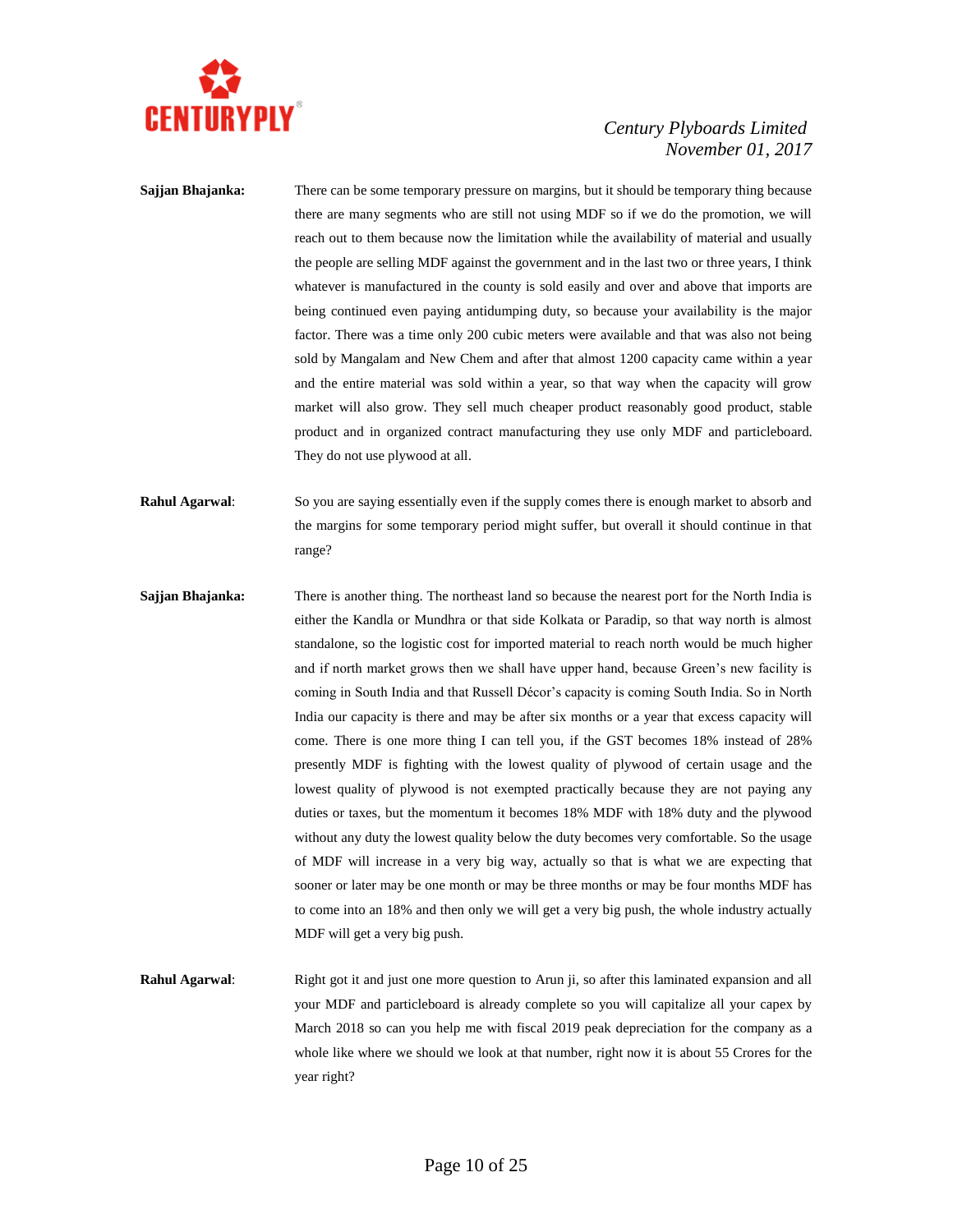**Sajjan Bhajanka:** There can be some temporary pressure on margins, but it should be temporary thing because there are many segments who are still not using MDF so if we do the promotion, we will reach out to them because now the limitation while the availability of material and usually the people are selling MDF against the government and in the last two or three years, I think whatever is manufactured in the county is sold easily and over and above that imports are being continued even paying antidumping duty, so because your availability is the major factor. There was a time only 200 cubic meters were available and that was also not being sold by Mangalam and New Chem and after that almost 1200 capacity came within a year and the entire material was sold within a year, so that way when the capacity will grow market will also grow. They sell much cheaper product reasonably good product, stable product and in organized contract manufacturing they use only MDF and particleboard. They do not use plywood at all.

**Rahul Agarwal**: So you are saying essentially even if the supply comes there is enough market to absorb and the margins for some temporary period might suffer, but overall it should continue in that range?

**Sajjan Bhajanka:** There is another thing. The northeast land so because the nearest port for the North India is either the Kandla or Mundhra or that side Kolkata or Paradip, so that way north is almost standalone, so the logistic cost for imported material to reach north would be much higher and if north market grows then we shall have upper hand, because Green's new facility is coming in South India and that Russell Décor's capacity is coming South India. So in North India our capacity is there and may be after six months or a year that excess capacity will come. There is one more thing I can tell you, if the GST becomes 18% instead of 28% presently MDF is fighting with the lowest quality of plywood of certain usage and the lowest quality of plywood is not exempted practically because they are not paying any duties or taxes, but the momentum it becomes 18% MDF with 18% duty and the plywood without any duty the lowest quality below the duty becomes very comfortable. So the usage of MDF will increase in a very big way, actually so that is what we are expecting that sooner or later may be one month or may be three months or may be four months MDF has to come into an 18% and then only we will get a very big push, the whole industry actually MDF will get a very big push.

**Rahul Agarwal**: Right got it and just one more question to Arun ji, so after this laminated expansion and all your MDF and particleboard is already complete so you will capitalize all your capex by March 2018 so can you help me with fiscal 2019 peak depreciation for the company as a whole like where we should we look at that number, right now it is about 55 Crores for the year right?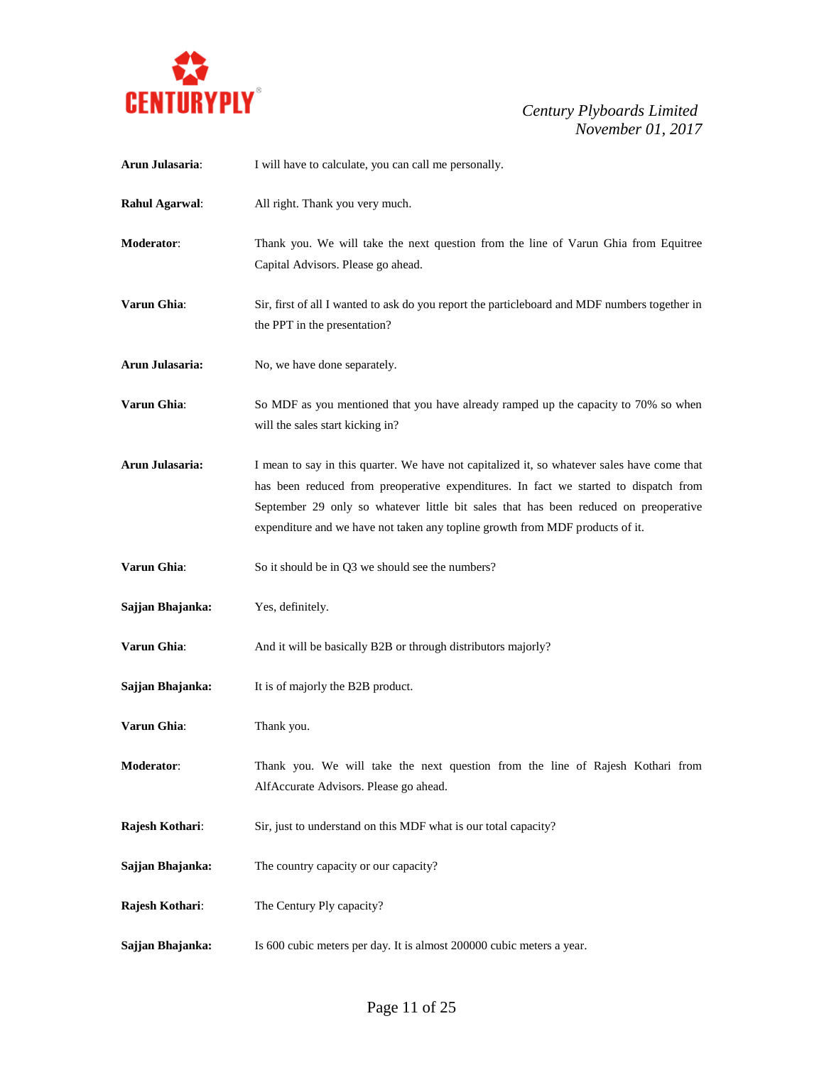**Arun Julasaria**: I will have to calculate, you can call me personally.

**Rahul Agarwal**: All right. Thank you very much.

**Moderator**: Thank you. We will take the next question from the line of Varun Ghia from Equitree Capital Advisors. Please go ahead.

**Varun Ghia**: Sir, first of all I wanted to ask do you report the particleboard and MDF numbers together in the PPT in the presentation?

**Arun Julasaria:** No, we have done separately.

**Varun Ghia**: So MDF as you mentioned that you have already ramped up the capacity to 70% so when will the sales start kicking in?

**Arun Julasaria:** I mean to say in this quarter. We have not capitalized it, so whatever sales have come that has been reduced from preoperative expenditures. In fact we started to dispatch from September 29 only so whatever little bit sales that has been reduced on preoperative expenditure and we have not taken any topline growth from MDF products of it.

**Varun Ghia**: So it should be in Q3 we should see the numbers?

**Sajjan Bhajanka:** Yes, definitely.

**Varun Ghia**: And it will be basically B2B or through distributors majorly?

**Sajjan Bhajanka:** It is of majorly the B2B product.

**Varun Ghia**: Thank you.

**Moderator**: Thank you. We will take the next question from the line of Rajesh Kothari from AlfAccurate Advisors. Please go ahead.

**Rajesh Kothari**: Sir, just to understand on this MDF what is our total capacity?

**Sajjan Bhajanka:** The country capacity or our capacity?

**Rajesh Kothari**: The Century Ply capacity?

**Sajjan Bhajanka:** Is 600 cubic meters per day. It is almost 200000 cubic meters a year.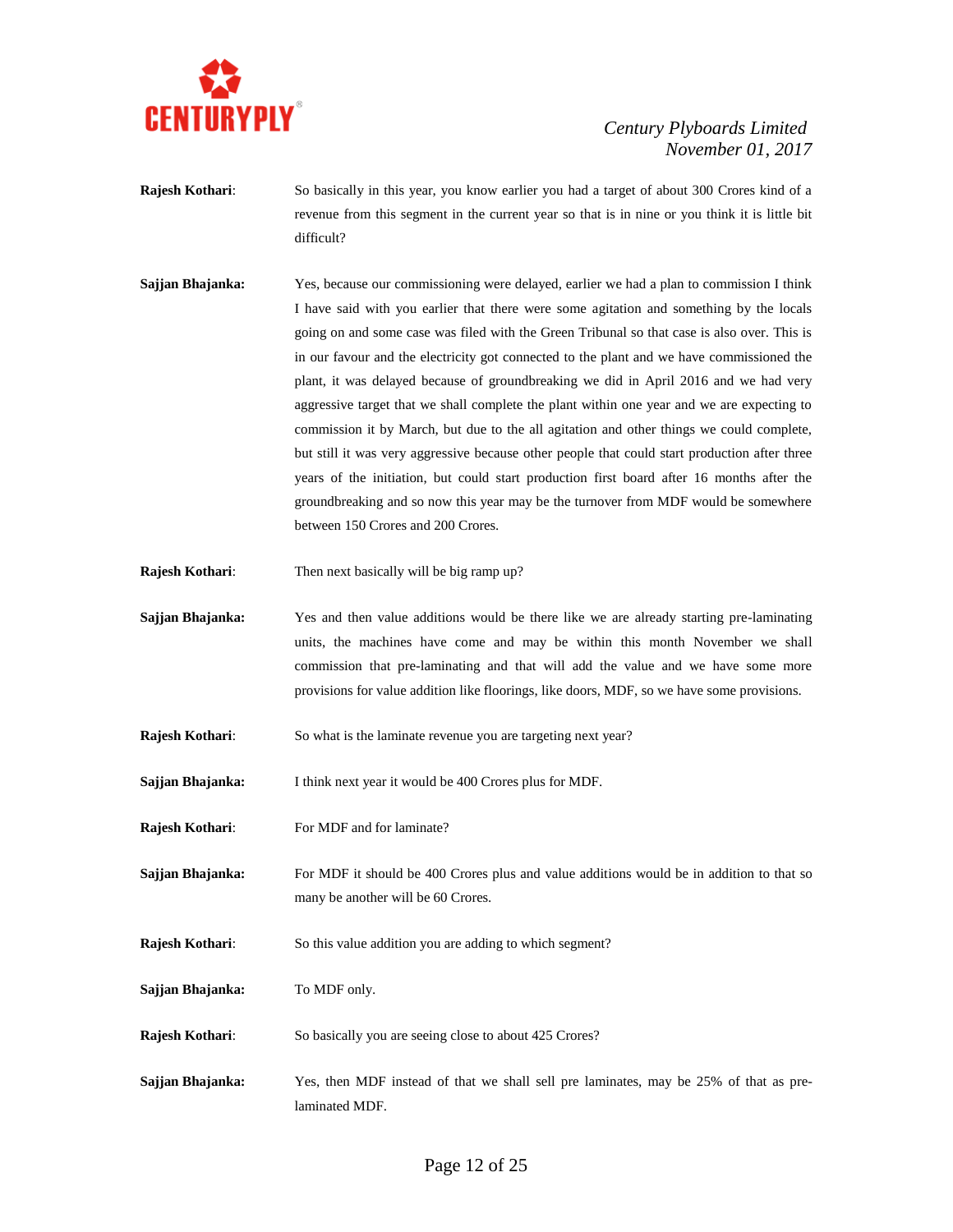**Rajesh Kothari**: So basically in this year, you know earlier you had a target of about 300 Crores kind of a revenue from this segment in the current year so that is in nine or you think it is little bit difficult?

**Sajjan Bhajanka:** Yes, because our commissioning were delayed, earlier we had a plan to commission I think I have said with you earlier that there were some agitation and something by the locals going on and some case was filed with the Green Tribunal so that case is also over. This is in our favour and the electricity got connected to the plant and we have commissioned the plant, it was delayed because of groundbreaking we did in April 2016 and we had very aggressive target that we shall complete the plant within one year and we are expecting to commission it by March, but due to the all agitation and other things we could complete, but still it was very aggressive because other people that could start production after three years of the initiation, but could start production first board after 16 months after the groundbreaking and so now this year may be the turnover from MDF would be somewhere between 150 Crores and 200 Crores.

**Rajesh Kothari**: Then next basically will be big ramp up?

**Sajjan Bhajanka:** Yes and then value additions would be there like we are already starting pre-laminating units, the machines have come and may be within this month November we shall commission that pre-laminating and that will add the value and we have some more provisions for value addition like floorings, like doors, MDF, so we have some provisions.

**Rajesh Kothari**: So what is the laminate revenue you are targeting next year?

**Sajjan Bhajanka:** I think next year it would be 400 Crores plus for MDF.

**Rajesh Kothari**: For MDF and for laminate?

**Sajjan Bhajanka:** For MDF it should be 400 Crores plus and value additions would be in addition to that so many be another will be 60 Crores.

**Rajesh Kothari**: So this value addition you are adding to which segment?

**Sajjan Bhajanka:** To MDF only.

**Rajesh Kothari**: So basically you are seeing close to about 425 Crores?

**Sajjan Bhajanka:** Yes, then MDF instead of that we shall sell pre laminates, may be 25% of that as pre-laminated MDF.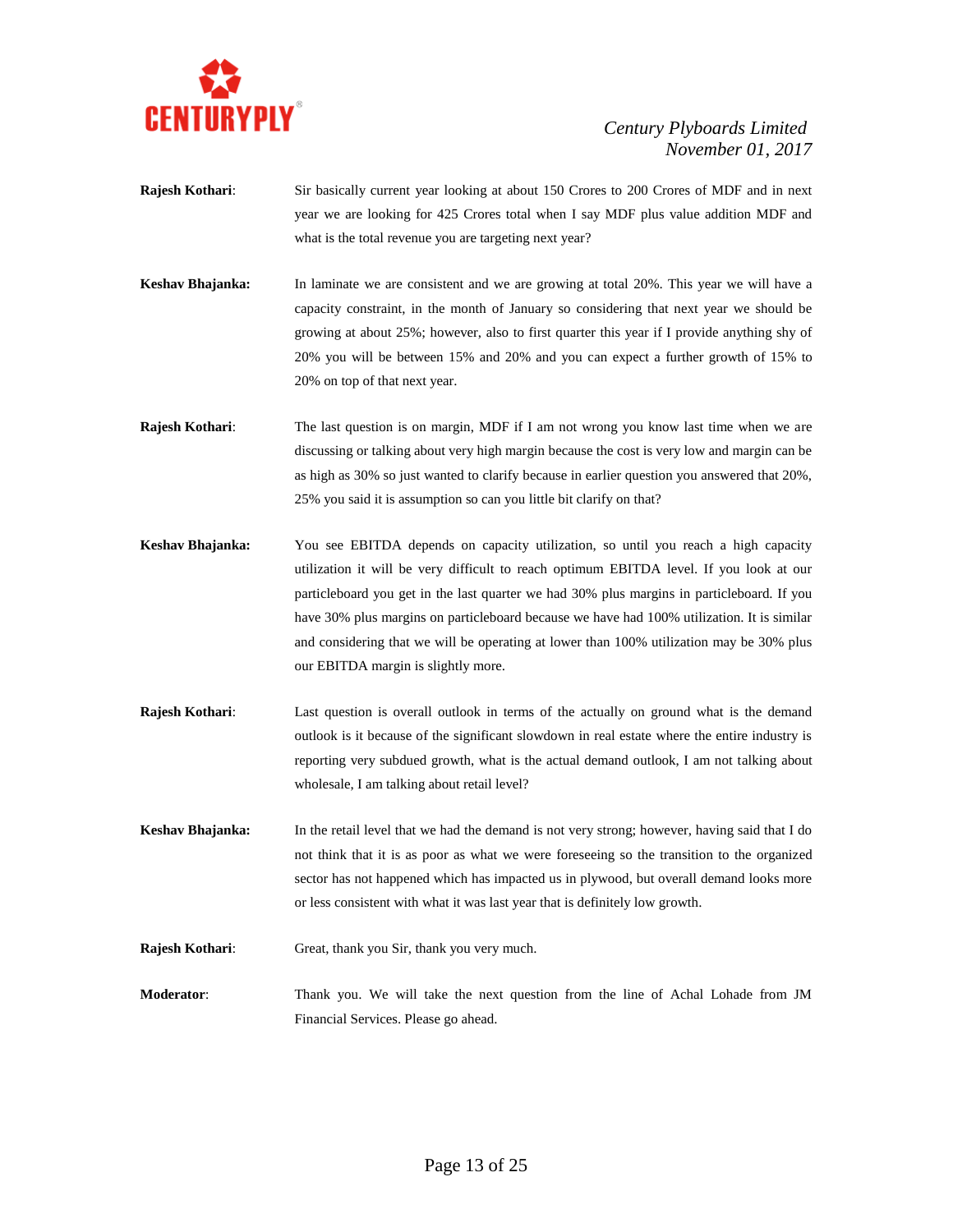**Rajesh Kothari**: Sir basically current year looking at about 150 Crores to 200 Crores of MDF and in next year we are looking for 425 Crores total when I say MDF plus value addition MDF and what is the total revenue you are targeting next year?

**Keshav Bhajanka:** In laminate we are consistent and we are growing at total 20%. This year we will have a capacity constraint, in the month of January so considering that next year we should be growing at about 25%; however, also to first quarter this year if I provide anything shy of 20% you will be between 15% and 20% and you can expect a further growth of 15% to 20% on top of that next year.

**Rajesh Kothari**: The last question is on margin, MDF if I am not wrong you know last time when we are discussing or talking about very high margin because the cost is very low and margin can be as high as 30% so just wanted to clarify because in earlier question you answered that 20%, 25% you said it is assumption so can you little bit clarify on that?

**Keshav Bhajanka:** You see EBITDA depends on capacity utilization, so until you reach a high capacity utilization it will be very difficult to reach optimum EBITDA level. If you look at our particleboard you get in the last quarter we had 30% plus margins in particleboard. If you have 30% plus margins on particleboard because we have had 100% utilization. It is similar and considering that we will be operating at lower than 100% utilization may be 30% plus our EBITDA margin is slightly more.

**Rajesh Kothari**: Last question is overall outlook in terms of the actually on ground what is the demand outlook is it because of the significant slowdown in real estate where the entire industry is reporting very subdued growth, what is the actual demand outlook, I am not talking about wholesale, I am talking about retail level?

**Keshav Bhajanka:** In the retail level that we had the demand is not very strong; however, having said that I do not think that it is as poor as what we were foreseeing so the transition to the organized sector has not happened which has impacted us in plywood, but overall demand looks more or less consistent with what it was last year that is definitely low growth.

**Rajesh Kothari**: Great, thank you Sir, thank you very much.

**Moderator**: Thank you. We will take the next question from the line of Achal Lohade from JM Financial Services. Please go ahead.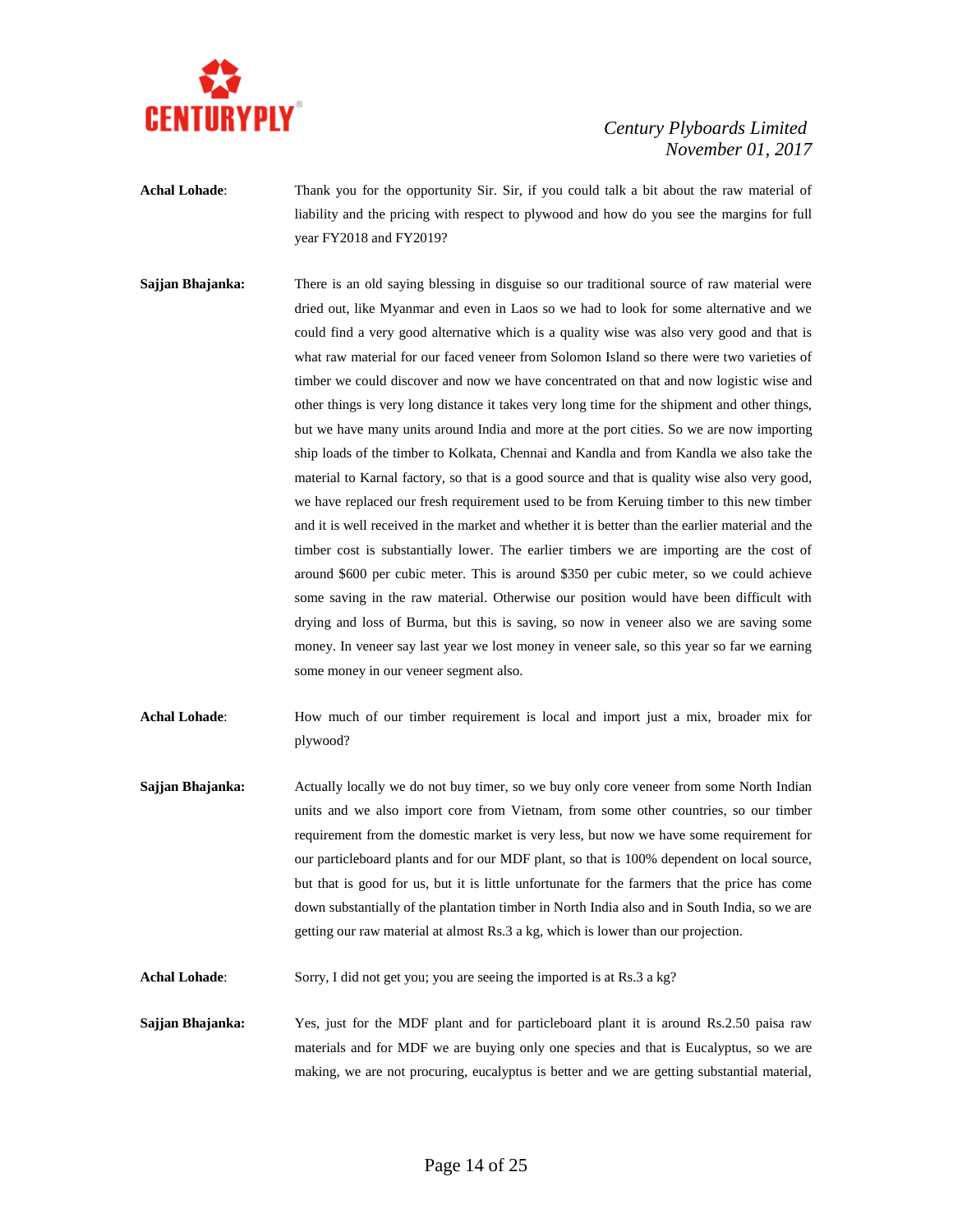**Achal Lohade**: Thank you for the opportunity Sir. Sir, if you could talk a bit about the raw material of liability and the pricing with respect to plywood and how do you see the margins for full year FY2018 and FY2019?

**Sajjan Bhajanka:** There is an old saying blessing in disguise so our traditional source of raw material were dried out, like Myanmar and even in Laos so we had to look for some alternative and we could find a very good alternative which is a quality wise was also very good and that is what raw material for our faced veneer from Solomon Island so there were two varieties of timber we could discover and now we have concentrated on that and now logistic wise and other things is very long distance it takes very long time for the shipment and other things, but we have many units around India and more at the port cities. So we are now importing ship loads of the timber to Kolkata, Chennai and Kandla and from Kandla we also take the material to Karnal factory, so that is a good source and that is quality wise also very good, we have replaced our fresh requirement used to be from Keruing timber to this new timber and it is well received in the market and whether it is better than the earlier material and the timber cost is substantially lower. The earlier timbers we are importing are the cost of around $600 per cubic meter. This is around $350 per cubic meter, so we could achieve some saving in the raw material. Otherwise our position would have been difficult with drying and loss of Burma, but this is saving, so now in veneer also we are saving some money. In veneer say last year we lost money in veneer sale, so this year so far we earning some money in our veneer segment also.

**Achal Lohade**: How much of our timber requirement is local and import just a mix, broader mix for plywood?

**Sajjan Bhajanka:** Actually locally we do not buy timer, so we buy only core veneer from some North Indian units and we also import core from Vietnam, from some other countries, so our timber requirement from the domestic market is very less, but now we have some requirement for our particleboard plants and for our MDF plant, so that is 100% dependent on local source, but that is good for us, but it is little unfortunate for the farmers that the price has come down substantially of the plantation timber in North India also and in South India, so we are getting our raw material at almost Rs.3 a kg, which is lower than our projection.

**Achal Lohade**: Sorry, I did not get you; you are seeing the imported is at Rs.3 a kg?

**Sajjan Bhajanka:** Yes, just for the MDF plant and for particleboard plant it is around Rs.2.50 paisa raw materials and for MDF we are buying only one species and that is Eucalyptus, so we are making, we are not procuring, eucalyptus is better and we are getting substantial material,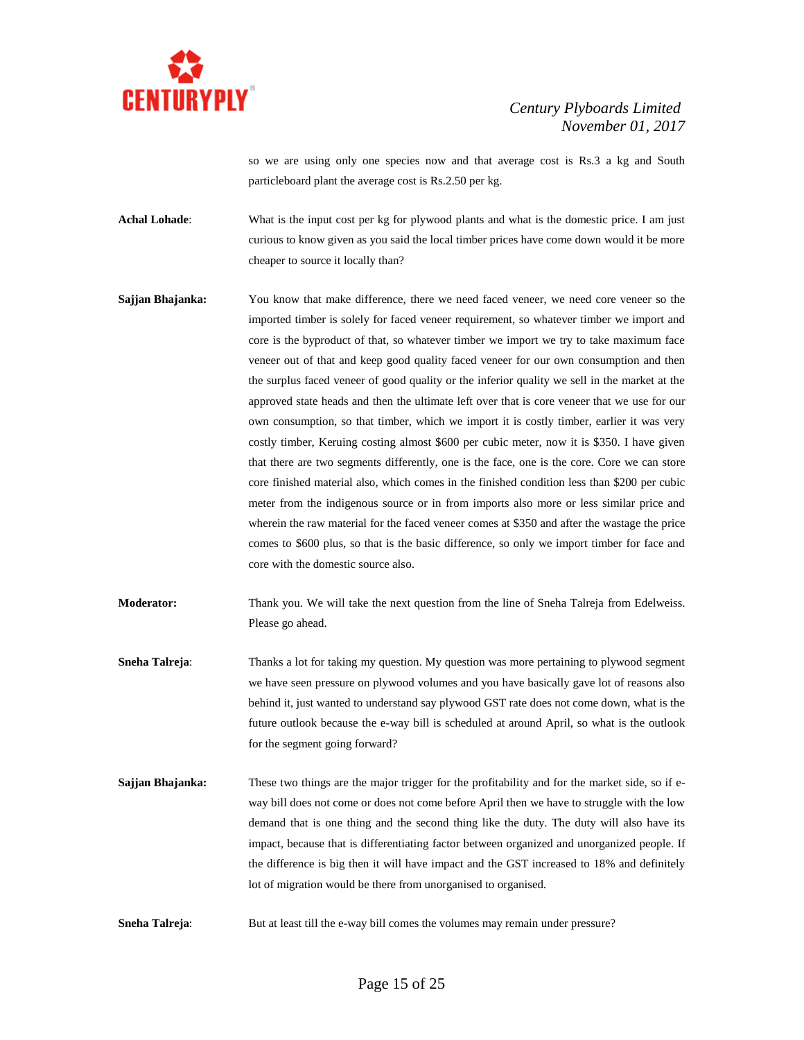so we are using only one species now and that average cost is Rs.3 a kg and South particleboard plant the average cost is Rs.2.50 per kg.

**Achal Lohade**: What is the input cost per kg for plywood plants and what is the domestic price. I am just curious to know given as you said the local timber prices have come down would it be more cheaper to source it locally than?

**Sajjan Bhajanka:** You know that make difference, there we need faced veneer, we need core veneer so the imported timber is solely for faced veneer requirement, so whatever timber we import and core is the byproduct of that, so whatever timber we import we try to take maximum face veneer out of that and keep good quality faced veneer for our own consumption and then the surplus faced veneer of good quality or the inferior quality we sell in the market at the approved state heads and then the ultimate left over that is core veneer that we use for our own consumption, so that timber, which we import it is costly timber, earlier it was very costly timber, Keruing costing almost $600 per cubic meter, now it is $350. I have given that there are two segments differently, one is the face, one is the core. Core we can store core finished material also, which comes in the finished condition less than $200 per cubic meter from the indigenous source or in from imports also more or less similar price and wherein the raw material for the faced veneer comes at $350 and after the wastage the price comes to $600 plus, so that is the basic difference, so only we import timber for face and core with the domestic source also.

**Moderator:** Thank you. We will take the next question from the line of Sneha Talreja from Edelweiss. Please go ahead.

**Sneha Talreja**: Thanks a lot for taking my question. My question was more pertaining to plywood segment we have seen pressure on plywood volumes and you have basically gave lot of reasons also behind it, just wanted to understand say plywood GST rate does not come down, what is the future outlook because the e-way bill is scheduled at around April, so what is the outlook for the segment going forward?

**Sajjan Bhajanka:** These two things are the major trigger for the profitability and for the market side, so if e-way bill does not come or does not come before April then we have to struggle with the low demand that is one thing and the second thing like the duty. The duty will also have its impact, because that is differentiating factor between organized and unorganized people. If the difference is big then it will have impact and the GST increased to 18% and definitely lot of migration would be there from unorganised to organised.

**Sneha Talreja**: But at least till the e-way bill comes the volumes may remain under pressure?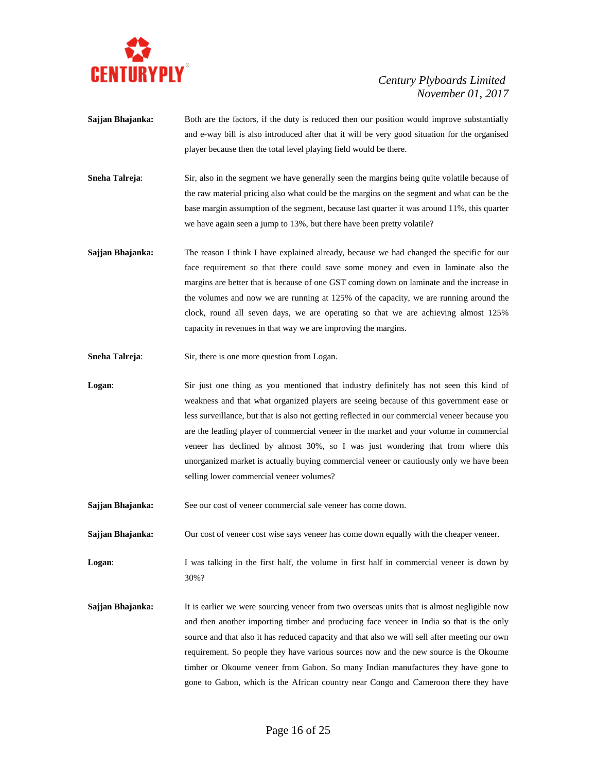**Sajjan Bhajanka:** Both are the factors, if the duty is reduced then our position would improve substantially and e-way bill is also introduced after that it will be very good situation for the organised player because then the total level playing field would be there.

**Sneha Talreja**: Sir, also in the segment we have generally seen the margins being quite volatile because of the raw material pricing also what could be the margins on the segment and what can be the base margin assumption of the segment, because last quarter it was around 11%, this quarter we have again seen a jump to 13%, but there have been pretty volatile?

**Sajjan Bhajanka:** The reason I think I have explained already, because we had changed the specific for our face requirement so that there could save some money and even in laminate also the margins are better that is because of one GST coming down on laminate and the increase in the volumes and now we are running at 125% of the capacity, we are running around the clock, round all seven days, we are operating so that we are achieving almost 125% capacity in revenues in that way we are improving the margins.

**Sneha Talreja**: Sir, there is one more question from Logan.

**Logan**: Sir just one thing as you mentioned that industry definitely has not seen this kind of weakness and that what organized players are seeing because of this government ease or less surveillance, but that is also not getting reflected in our commercial veneer because you are the leading player of commercial veneer in the market and your volume in commercial veneer has declined by almost 30%, so I was just wondering that from where this unorganized market is actually buying commercial veneer or cautiously only we have been selling lower commercial veneer volumes?

**Sajjan Bhajanka:** See our cost of veneer commercial sale veneer has come down.

**Sajjan Bhajanka:** Our cost of veneer cost wise says veneer has come down equally with the cheaper veneer.

**Logan**: I was talking in the first half, the volume in first half in commercial veneer is down by 30%?

**Sajjan Bhajanka:** It is earlier we were sourcing veneer from two overseas units that is almost negligible now and then another importing timber and producing face veneer in India so that is the only source and that also it has reduced capacity and that also we will sell after meeting our own requirement. So people they have various sources now and the new source is the Okoume timber or Okoume veneer from Gabon. So many Indian manufactures they have gone to gone to Gabon, which is the African country near Congo and Cameroon there they have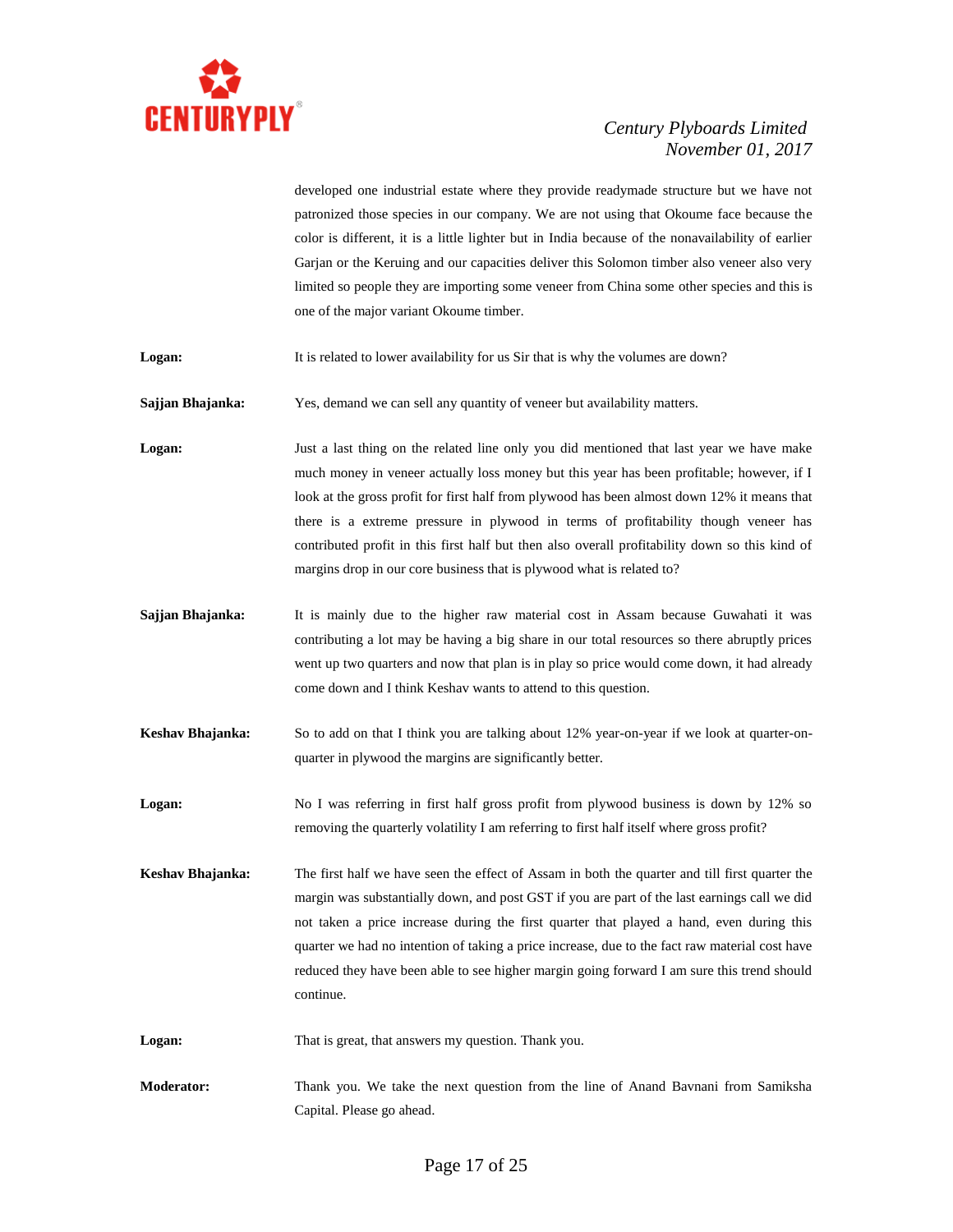developed one industrial estate where they provide readymade structure but we have not patronized those species in our company. We are not using that Okoume face because the color is different, it is a little lighter but in India because of the nonavailability of earlier Garjan or the Keruing and our capacities deliver this Solomon timber also veneer also very limited so people they are importing some veneer from China some other species and this is one of the major variant Okoume timber.

**Logan:** It is related to lower availability for us Sir that is why the volumes are down?

**Sajjan Bhajanka:** Yes, demand we can sell any quantity of veneer but availability matters.

**Logan:** Just a last thing on the related line only you did mentioned that last year we have make much money in veneer actually loss money but this year has been profitable; however, if I look at the gross profit for first half from plywood has been almost down 12% it means that there is a extreme pressure in plywood in terms of profitability though veneer has contributed profit in this first half but then also overall profitability down so this kind of margins drop in our core business that is plywood what is related to?

**Sajjan Bhajanka:** It is mainly due to the higher raw material cost in Assam because Guwahati it was contributing a lot may be having a big share in our total resources so there abruptly prices went up two quarters and now that plan is in play so price would come down, it had already come down and I think Keshav wants to attend to this question.

**Keshav Bhajanka:** So to add on that I think you are talking about 12% year-on-year if we look at quarter-on-quarter in plywood the margins are significantly better.

**Logan:** No I was referring in first half gross profit from plywood business is down by 12% so removing the quarterly volatility I am referring to first half itself where gross profit?

**Keshav Bhajanka:** The first half we have seen the effect of Assam in both the quarter and till first quarter the margin was substantially down, and post GST if you are part of the last earnings call we did not taken a price increase during the first quarter that played a hand, even during this quarter we had no intention of taking a price increase, due to the fact raw material cost have reduced they have been able to see higher margin going forward I am sure this trend should continue.

**Logan:** That is great, that answers my question. Thank you.

**Moderator:** Thank you. We take the next question from the line of Anand Bavnani from Samiksha Capital. Please go ahead.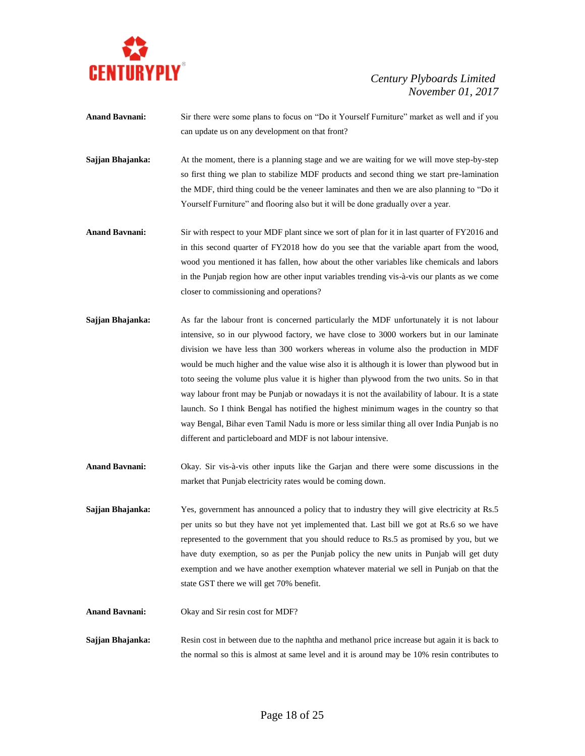**Anand Bavnani:** Sir there were some plans to focus on "Do it Yourself Furniture" market as well and if you can update us on any development on that front?

**Sajjan Bhajanka:** At the moment, there is a planning stage and we are waiting for we will move step-by-step so first thing we plan to stabilize MDF products and second thing we start pre-lamination the MDF, third thing could be the veneer laminates and then we are also planning to "Do it Yourself Furniture" and flooring also but it will be done gradually over a year.

**Anand Bavnani:** Sir with respect to your MDF plant since we sort of plan for it in last quarter of FY2016 and in this second quarter of FY2018 how do you see that the variable apart from the wood, wood you mentioned it has fallen, how about the other variables like chemicals and labors in the Punjab region how are other input variables trending vis-à-vis our plants as we come closer to commissioning and operations?

**Sajjan Bhajanka:** As far the labour front is concerned particularly the MDF unfortunately it is not labour intensive, so in our plywood factory, we have close to 3000 workers but in our laminate division we have less than 300 workers whereas in volume also the production in MDF would be much higher and the value wise also it is although it is lower than plywood but in toto seeing the volume plus value it is higher than plywood from the two units. So in that way labour front may be Punjab or nowadays it is not the availability of labour. It is a state launch. So I think Bengal has notified the highest minimum wages in the country so that way Bengal, Bihar even Tamil Nadu is more or less similar thing all over India Punjab is no different and particleboard and MDF is not labour intensive.

**Anand Bavnani:** Okay. Sir vis-à-vis other inputs like the Garjan and there were some discussions in the market that Punjab electricity rates would be coming down.

**Sajjan Bhajanka:** Yes, government has announced a policy that to industry they will give electricity at Rs.5 per units so but they have not yet implemented that. Last bill we got at Rs.6 so we have represented to the government that you should reduce to Rs.5 as promised by you, but we have duty exemption, so as per the Punjab policy the new units in Punjab will get duty exemption and we have another exemption whatever material we sell in Punjab on that the state GST there we will get 70% benefit.

**Anand Bavnani:** Okay and Sir resin cost for MDF?

**Sajjan Bhajanka:** Resin cost in between due to the naphtha and methanol price increase but again it is back to the normal so this is almost at same level and it is around may be 10% resin contributes to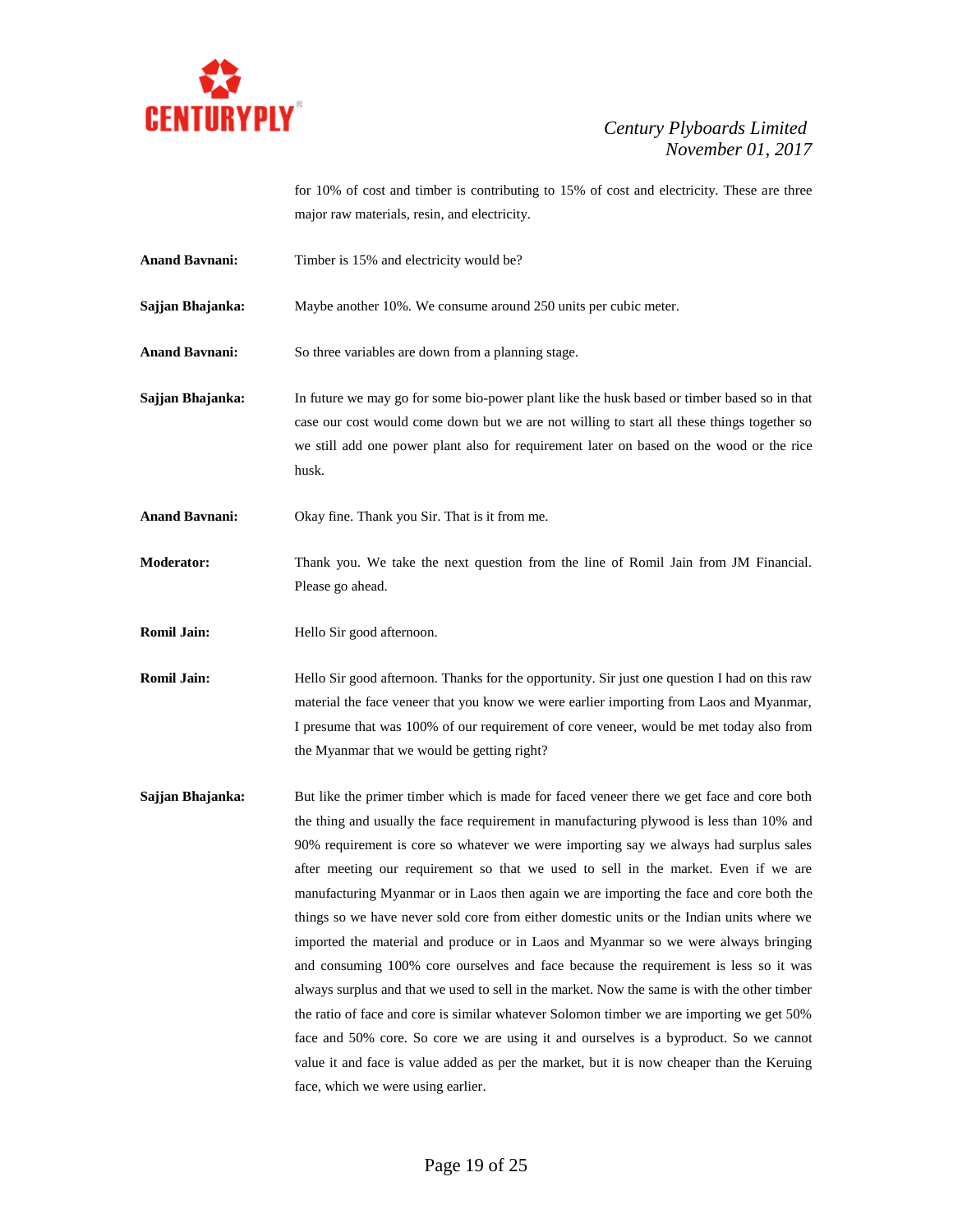for 10% of cost and timber is contributing to 15% of cost and electricity. These are three major raw materials, resin, and electricity.

**Anand Bavnani:** Timber is 15% and electricity would be?

**Sajjan Bhajanka:** Maybe another 10%. We consume around 250 units per cubic meter.

**Anand Bavnani:** So three variables are down from a planning stage.

**Sajjan Bhajanka:** In future we may go for some bio-power plant like the husk based or timber based so in that case our cost would come down but we are not willing to start all these things together so we still add one power plant also for requirement later on based on the wood or the rice husk.

**Anand Bavnani:** Okay fine. Thank you Sir. That is it from me.

**Moderator:** Thank you. We take the next question from the line of Romil Jain from JM Financial. Please go ahead.

**Romil Jain:** Hello Sir good afternoon.

**Romil Jain:** Hello Sir good afternoon. Thanks for the opportunity. Sir just one question I had on this raw material the face veneer that you know we were earlier importing from Laos and Myanmar, I presume that was 100% of our requirement of core veneer, would be met today also from the Myanmar that we would be getting right?

**Sajjan Bhajanka:** But like the primer timber which is made for faced veneer there we get face and core both the thing and usually the face requirement in manufacturing plywood is less than 10% and 90% requirement is core so whatever we were importing say we always had surplus sales after meeting our requirement so that we used to sell in the market. Even if we are manufacturing Myanmar or in Laos then again we are importing the face and core both the things so we have never sold core from either domestic units or the Indian units where we imported the material and produce or in Laos and Myanmar so we were always bringing and consuming 100% core ourselves and face because the requirement is less so it was always surplus and that we used to sell in the market. Now the same is with the other timber the ratio of face and core is similar whatever Solomon timber we are importing we get 50% face and 50% core. So core we are using it and ourselves is a byproduct. So we cannot value it and face is value added as per the market, but it is now cheaper than the Keruing face, which we were using earlier.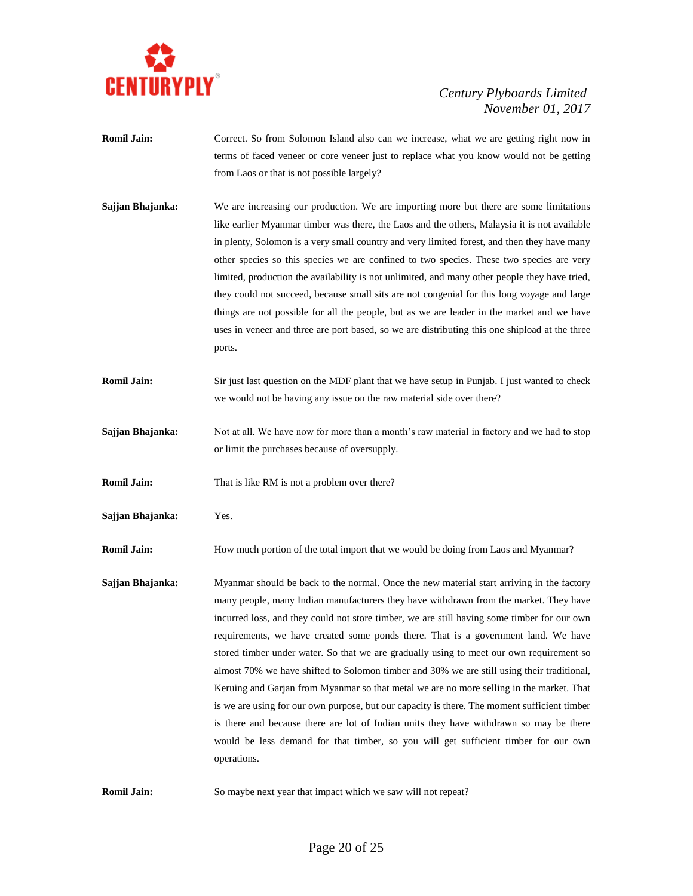**Romil Jain:** Correct. So from Solomon Island also can we increase, what we are getting right now in terms of faced veneer or core veneer just to replace what you know would not be getting from Laos or that is not possible largely?

**Sajjan Bhajanka:** We are increasing our production. We are importing more but there are some limitations like earlier Myanmar timber was there, the Laos and the others, Malaysia it is not available in plenty, Solomon is a very small country and very limited forest, and then they have many other species so this species we are confined to two species. These two species are very limited, production the availability is not unlimited, and many other people they have tried, they could not succeed, because small sits are not congenial for this long voyage and large things are not possible for all the people, but as we are leader in the market and we have uses in veneer and three are port based, so we are distributing this one shipload at the three ports.

**Romil Jain:** Sir just last question on the MDF plant that we have setup in Punjab. I just wanted to check we would not be having any issue on the raw material side over there?

**Sajjan Bhajanka:** Not at all. We have now for more than a month's raw material in factory and we had to stop or limit the purchases because of oversupply.

**Romil Jain:** That is like RM is not a problem over there?

**Sajjan Bhajanka:** Yes.

**Romil Jain:** How much portion of the total import that we would be doing from Laos and Myanmar?

**Sajjan Bhajanka:** Myanmar should be back to the normal. Once the new material start arriving in the factory many people, many Indian manufacturers they have withdrawn from the market. They have incurred loss, and they could not store timber, we are still having some timber for our own requirements, we have created some ponds there. That is a government land. We have stored timber under water. So that we are gradually using to meet our own requirement so almost 70% we have shifted to Solomon timber and 30% we are still using their traditional, Keruing and Garjan from Myanmar so that metal we are no more selling in the market. That is we are using for our own purpose, but our capacity is there. The moment sufficient timber is there and because there are lot of Indian units they have withdrawn so may be there would be less demand for that timber, so you will get sufficient timber for our own operations.

**Romil Jain:** So maybe next year that impact which we saw will not repeat?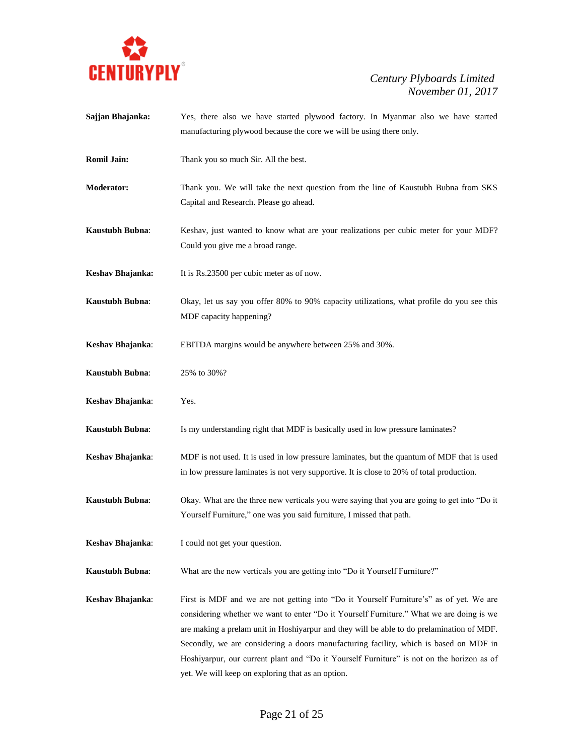**Sajjan Bhajanka:** Yes, there also we have started plywood factory. In Myanmar also we have started manufacturing plywood because the core we will be using there only.

**Romil Jain:** Thank you so much Sir. All the best.

**Moderator:** Thank you. We will take the next question from the line of Kaustubh Bubna from SKS Capital and Research. Please go ahead.

**Kaustubh Bubna**: Keshav, just wanted to know what are your realizations per cubic meter for your MDF? Could you give me a broad range.

**Keshav Bhajanka:** It is Rs.23500 per cubic meter as of now.

**Kaustubh Bubna**: Okay, let us say you offer 80% to 90% capacity utilizations, what profile do you see this MDF capacity happening?

**Keshav Bhajanka**: EBITDA margins would be anywhere between 25% and 30%.

**Kaustubh Bubna**: 25% to 30%?

**Keshav Bhajanka**: Yes.

**Kaustubh Bubna**: Is my understanding right that MDF is basically used in low pressure laminates?

**Keshav Bhajanka**: MDF is not used. It is used in low pressure laminates, but the quantum of MDF that is used in low pressure laminates is not very supportive. It is close to 20% of total production.

**Kaustubh Bubna**: Okay. What are the three new verticals you were saying that you are going to get into "Do it Yourself Furniture," one was you said furniture, I missed that path.

**Keshav Bhajanka**: I could not get your question.

**Kaustubh Bubna**: What are the new verticals you are getting into "Do it Yourself Furniture?"

**Keshav Bhajanka**: First is MDF and we are not getting into "Do it Yourself Furniture's" as of yet. We are considering whether we want to enter "Do it Yourself Furniture." What we are doing is we are making a prelam unit in Hoshiyarpur and they will be able to do prelamination of MDF. Secondly, we are considering a doors manufacturing facility, which is based on MDF in Hoshiyarpur, our current plant and "Do it Yourself Furniture" is not on the horizon as of yet. We will keep on exploring that as an option.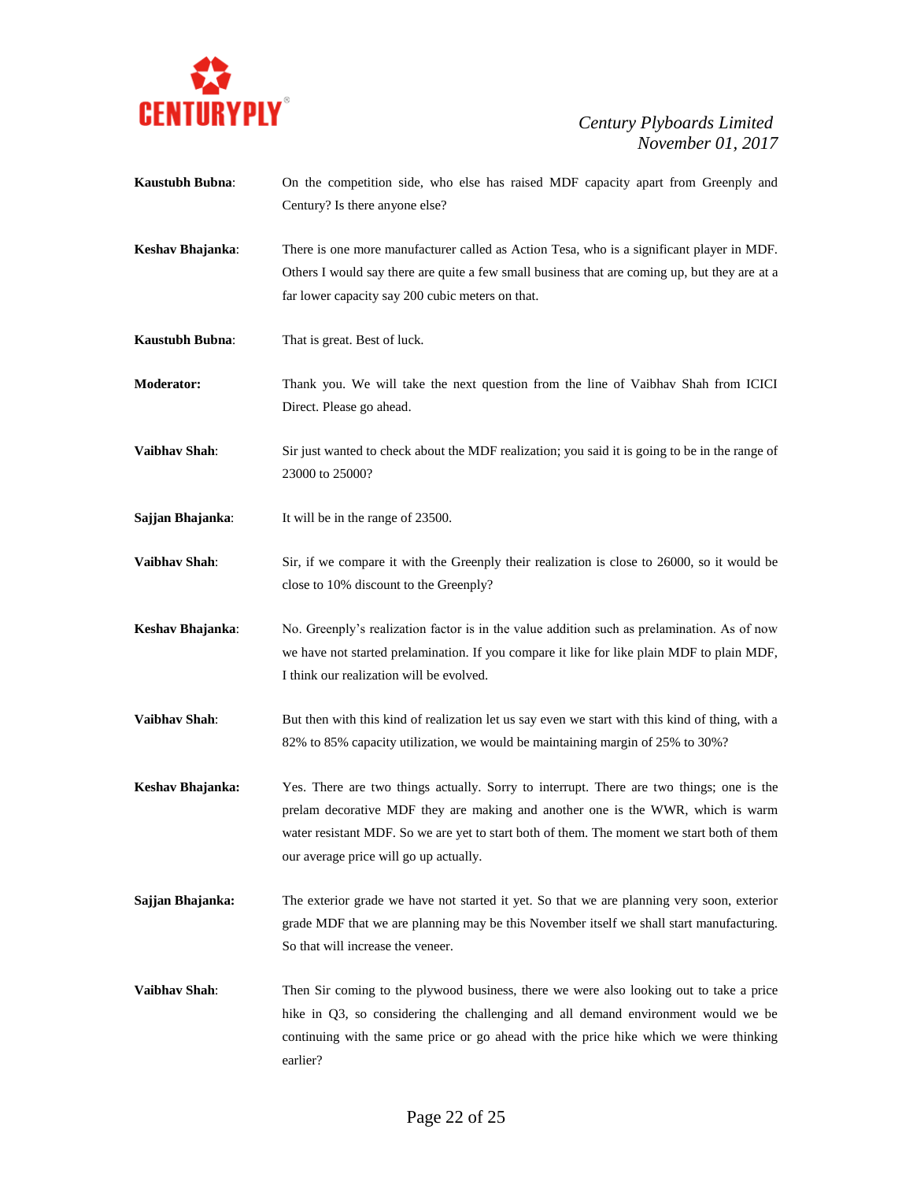**Kaustubh Bubna**: On the competition side, who else has raised MDF capacity apart from Greenply and Century? Is there anyone else?

**Keshav Bhajanka**: There is one more manufacturer called as Action Tesa, who is a significant player in MDF. Others I would say there are quite a few small business that are coming up, but they are at a far lower capacity say 200 cubic meters on that.

**Kaustubh Bubna**: That is great. Best of luck.

**Moderator:** Thank you. We will take the next question from the line of Vaibhav Shah from ICICI Direct. Please go ahead.

**Vaibhav Shah**: Sir just wanted to check about the MDF realization; you said it is going to be in the range of 23000 to 25000?

**Sajjan Bhajanka**: It will be in the range of 23500.

**Vaibhav Shah**: Sir, if we compare it with the Greenply their realization is close to 26000, so it would be close to 10% discount to the Greenply?

**Keshav Bhajanka**: No. Greenply's realization factor is in the value addition such as prelamination. As of now we have not started prelamination. If you compare it like for like plain MDF to plain MDF, I think our realization will be evolved.

**Vaibhav Shah**: But then with this kind of realization let us say even we start with this kind of thing, with a 82% to 85% capacity utilization, we would be maintaining margin of 25% to 30%?

**Keshav Bhajanka:** Yes. There are two things actually. Sorry to interrupt. There are two things; one is the prelam decorative MDF they are making and another one is the WWR, which is warm water resistant MDF. So we are yet to start both of them. The moment we start both of them our average price will go up actually.

**Sajjan Bhajanka:** The exterior grade we have not started it yet. So that we are planning very soon, exterior grade MDF that we are planning may be this November itself we shall start manufacturing. So that will increase the veneer.

**Vaibhav Shah**: Then Sir coming to the plywood business, there we were also looking out to take a price hike in Q3, so considering the challenging and all demand environment would we be continuing with the same price or go ahead with the price hike which we were thinking earlier?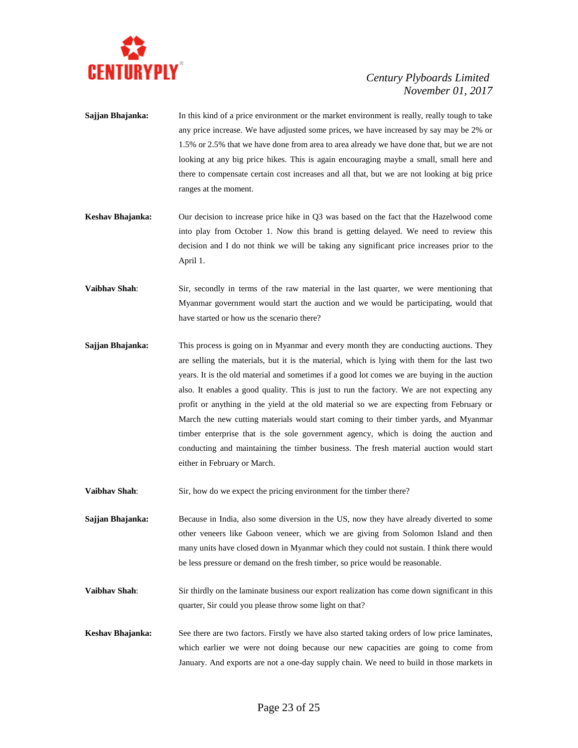**Sajjan Bhajanka:** In this kind of a price environment or the market environment is really, really tough to take any price increase. We have adjusted some prices, we have increased by say may be 2% or 1.5% or 2.5% that we have done from area to area already we have done that, but we are not looking at any big price hikes. This is again encouraging maybe a small, small here and there to compensate certain cost increases and all that, but we are not looking at big price ranges at the moment.

**Keshav Bhajanka:** Our decision to increase price hike in Q3 was based on the fact that the Hazelwood come into play from October 1. Now this brand is getting delayed. We need to review this decision and I do not think we will be taking any significant price increases prior to the April 1.

**Vaibhav Shah**: Sir, secondly in terms of the raw material in the last quarter, we were mentioning that Myanmar government would start the auction and we would be participating, would that have started or how us the scenario there?

**Sajjan Bhajanka:** This process is going on in Myanmar and every month they are conducting auctions. They are selling the materials, but it is the material, which is lying with them for the last two years. It is the old material and sometimes if a good lot comes we are buying in the auction also. It enables a good quality. This is just to run the factory. We are not expecting any profit or anything in the yield at the old material so we are expecting from February or March the new cutting materials would start coming to their timber yards, and Myanmar timber enterprise that is the sole government agency, which is doing the auction and conducting and maintaining the timber business. The fresh material auction would start either in February or March.

**Vaibhav Shah**: Sir, how do we expect the pricing environment for the timber there?

**Sajjan Bhajanka:** Because in India, also some diversion in the US, now they have already diverted to some other veneers like Gaboon veneer, which we are giving from Solomon Island and then many units have closed down in Myanmar which they could not sustain. I think there would be less pressure or demand on the fresh timber, so price would be reasonable.

**Vaibhav Shah**: Sir thirdly on the laminate business our export realization has come down significant in this quarter, Sir could you please throw some light on that?

**Keshav Bhajanka:** See there are two factors. Firstly we have also started taking orders of low price laminates, which earlier we were not doing because our new capacities are going to come from January. And exports are not a one-day supply chain. We need to build in those markets in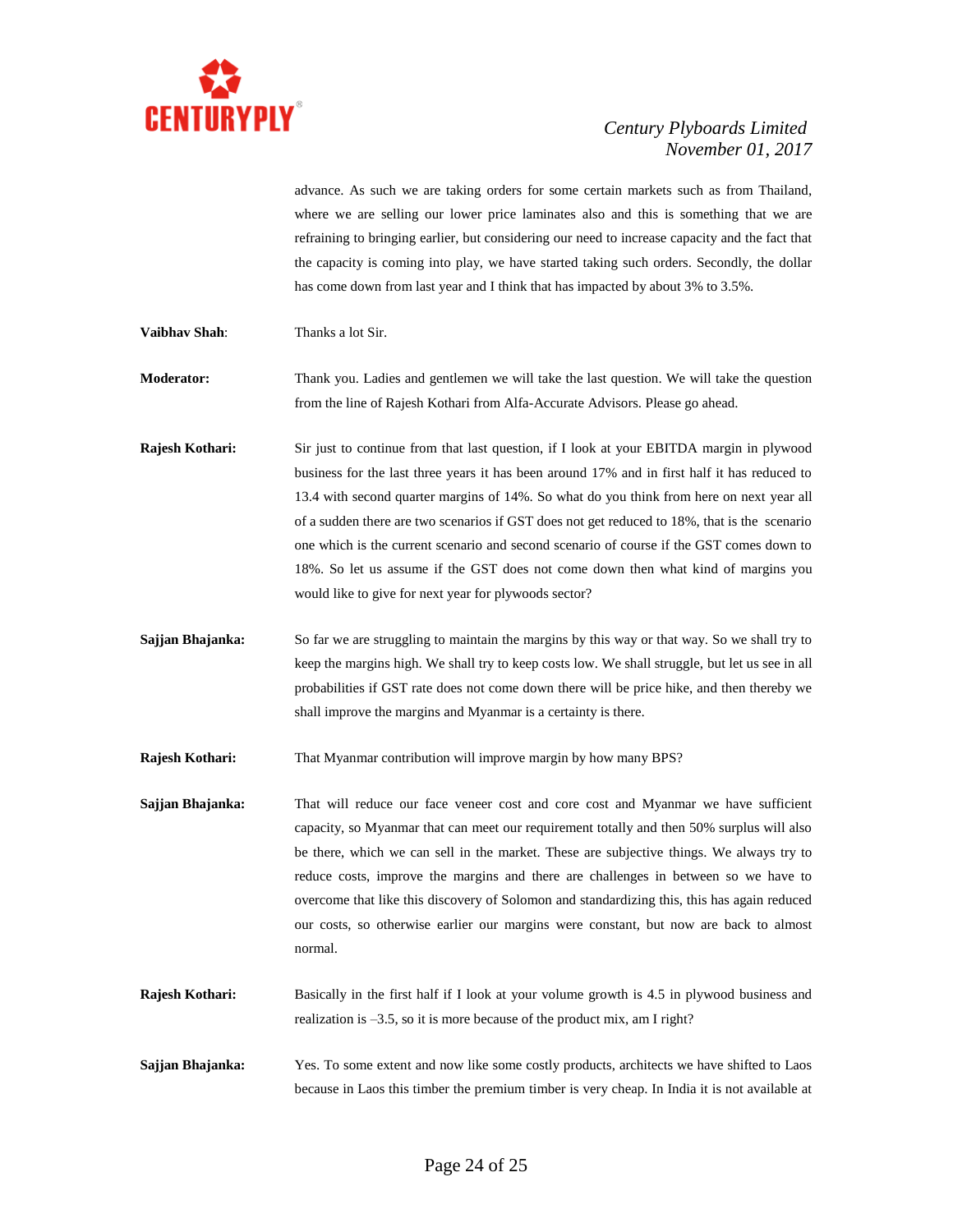advance. As such we are taking orders for some certain markets such as from Thailand, where we are selling our lower price laminates also and this is something that we are refraining to bringing earlier, but considering our need to increase capacity and the fact that the capacity is coming into play, we have started taking such orders. Secondly, the dollar has come down from last year and I think that has impacted by about 3% to 3.5%.

**Vaibhav Shah**: Thanks a lot Sir.

**Moderator:** Thank you. Ladies and gentlemen we will take the last question. We will take the question from the line of Rajesh Kothari from Alfa-Accurate Advisors. Please go ahead.

**Rajesh Kothari:** Sir just to continue from that last question, if I look at your EBITDA margin in plywood business for the last three years it has been around 17% and in first half it has reduced to 13.4 with second quarter margins of 14%. So what do you think from here on next year all of a sudden there are two scenarios if GST does not get reduced to 18%, that is the scenario one which is the current scenario and second scenario of course if the GST comes down to 18%. So let us assume if the GST does not come down then what kind of margins you would like to give for next year for plywoods sector?

**Sajjan Bhajanka:** So far we are struggling to maintain the margins by this way or that way. So we shall try to keep the margins high. We shall try to keep costs low. We shall struggle, but let us see in all probabilities if GST rate does not come down there will be price hike, and then thereby we shall improve the margins and Myanmar is a certainty is there.

**Rajesh Kothari:** That Myanmar contribution will improve margin by how many BPS?

**Sajjan Bhajanka:** That will reduce our face veneer cost and core cost and Myanmar we have sufficient capacity, so Myanmar that can meet our requirement totally and then 50% surplus will also be there, which we can sell in the market. These are subjective things. We always try to reduce costs, improve the margins and there are challenges in between so we have to overcome that like this discovery of Solomon and standardizing this, this has again reduced our costs, so otherwise earlier our margins were constant, but now are back to almost normal.

**Rajesh Kothari:** Basically in the first half if I look at your volume growth is 4.5 in plywood business and realization is –3.5, so it is more because of the product mix, am I right?

**Sajjan Bhajanka:** Yes. To some extent and now like some costly products, architects we have shifted to Laos because in Laos this timber the premium timber is very cheap. In India it is not available at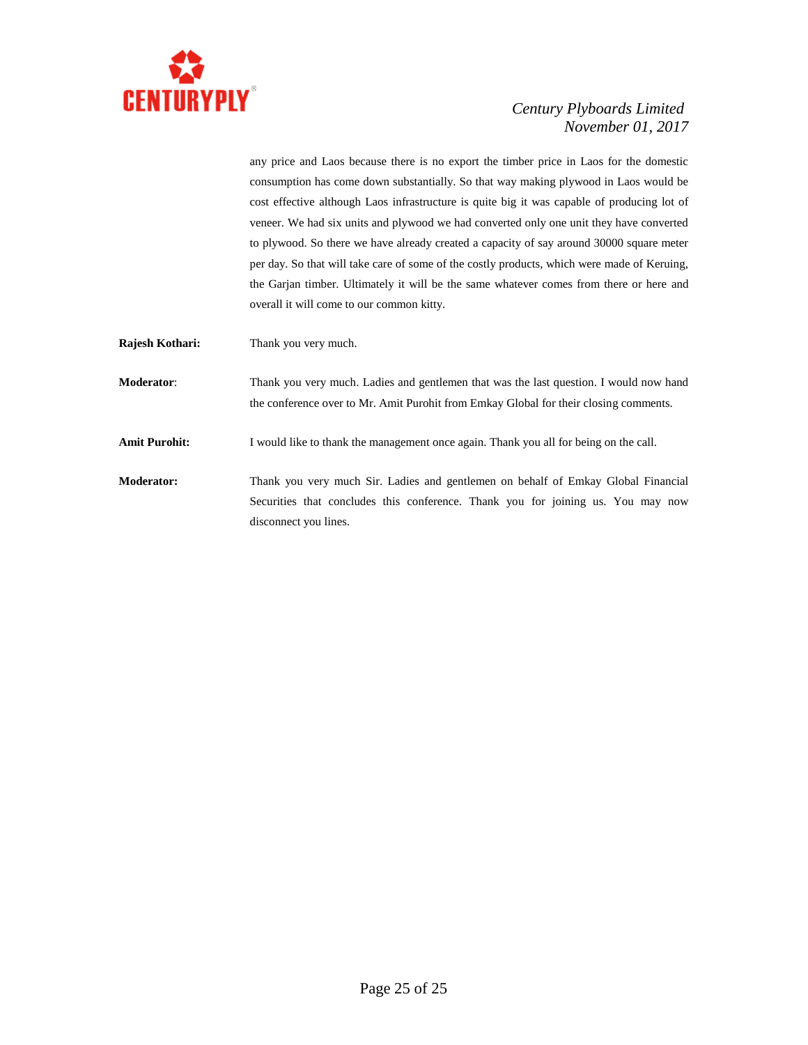any price and Laos because there is no export the timber price in Laos for the domestic consumption has come down substantially. So that way making plywood in Laos would be cost effective although Laos infrastructure is quite big it was capable of producing lot of veneer. We had six units and plywood we had converted only one unit they have converted to plywood. So there we have already created a capacity of say around 30000 square meter per day. So that will take care of some of the costly products, which were made of Keruing, the Garjan timber. Ultimately it will be the same whatever comes from there or here and overall it will come to our common kitty.

**Rajesh Kothari:** Thank you very much.

**Moderator**: Thank you very much. Ladies and gentlemen that was the last question. I would now hand the conference over to Mr. Amit Purohit from Emkay Global for their closing comments.

**Amit Purohit:** I would like to thank the management once again. Thank you all for being on the call.

**Moderator:** Thank you very much Sir. Ladies and gentlemen on behalf of Emkay Global Financial Securities that concludes this conference. Thank you for joining us. You may now disconnect you lines.